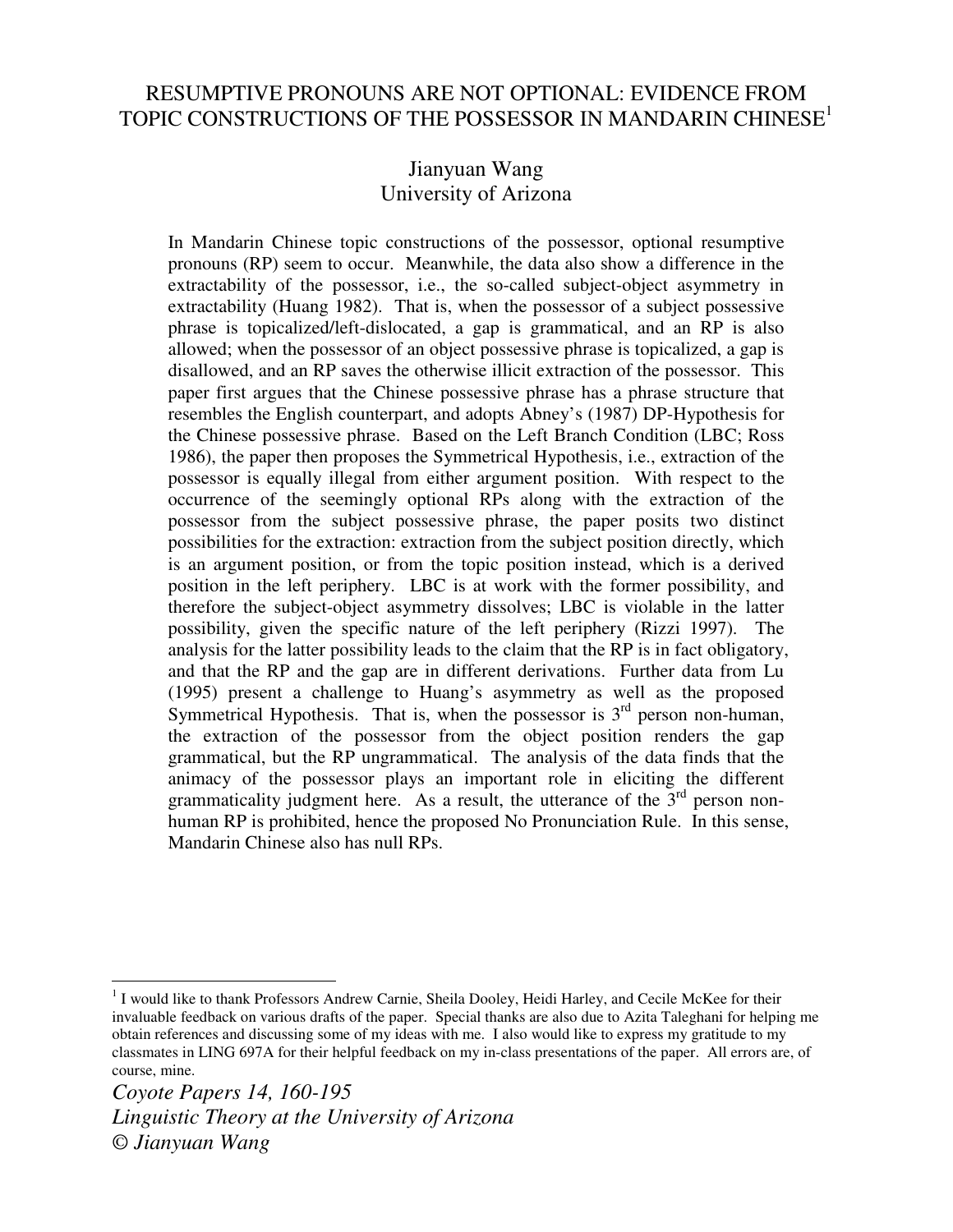# RESUMPTIVE PRONOUNS ARE NOT OPTIONAL: EVIDENCE FROM TOPIC CONSTRUCTIONS OF THE POSSESSOR IN MANDARIN CHINESE[1]

Jianyuan Wang
University of Arizona

In Mandarin Chinese topic constructions of the possessor, optional resumptive pronouns (RP) seem to occur. Meanwhile, the data also show a difference in the extractability of the possessor, i.e., the so-called subject-object asymmetry in extractability (Huang 1982). That is, when the possessor of a subject possessive phrase is topicalized/left-dislocated, a gap is grammatical, and an RP is also allowed; when the possessor of an object possessive phrase is topicalized, a gap is disallowed, and an RP saves the otherwise illicit extraction of the possessor. This paper first argues that the Chinese possessive phrase has a phrase structure that resembles the English counterpart, and adopts Abney's (1987) DP-Hypothesis for the Chinese possessive phrase. Based on the Left Branch Condition (LBC; Ross 1986), the paper then proposes the Symmetrical Hypothesis, i.e., extraction of the possessor is equally illegal from either argument position. With respect to the occurrence of the seemingly optional RPs along with the extraction of the possessor from the subject possessive phrase, the paper posits two distinct possibilities for the extraction: extraction from the subject position directly, which is an argument position, or from the topic position instead, which is a derived position in the left periphery. LBC is at work with the former possibility, and therefore the subject-object asymmetry dissolves; LBC is violable in the latter possibility, given the specific nature of the left periphery (Rizzi 1997). The analysis for the latter possibility leads to the claim that the RP is in fact obligatory, and that the RP and the gap are in different derivations. Further data from Lu (1995) present a challenge to Huang's asymmetry as well as the proposed Symmetrical Hypothesis. That is, when the possessor is 3rd person non-human, the extraction of the possessor from the object position renders the gap grammatical, but the RP ungrammatical. The analysis of the data finds that the animacy of the possessor plays an important role in eliciting the different grammaticality judgment here. As a result, the utterance of the 3rd person non-human RP is prohibited, hence the proposed No Pronunciation Rule. In this sense, Mandarin Chinese also has null RPs.

---

[1] I would like to thank Professors Andrew Carnie, Sheila Dooley, Heidi Harley, and Cecile McKee for their invaluable feedback on various drafts of the paper. Special thanks are also due to Azita Taleghani for helping me obtain references and discussing some of my ideas with me. I also would like to express my gratitude to my classmates in LING 697A for their helpful feedback on my in-class presentations of the paper. All errors are, of course, mine.

*Coyote Papers 14, 160-195*
*Linguistic Theory at the University of Arizona*
*© Jianyuan Wang*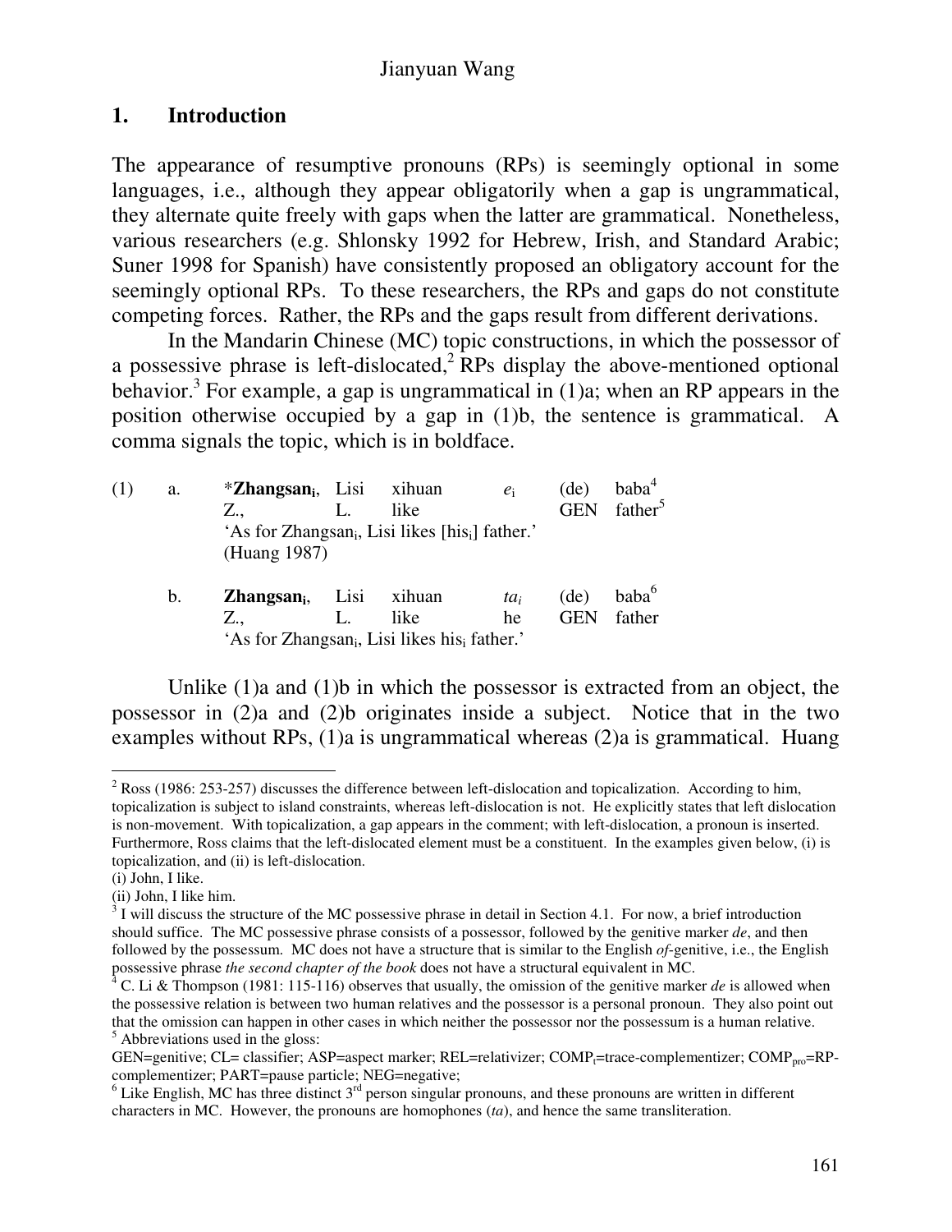## 1. Introduction

The appearance of resumptive pronouns (RPs) is seemingly optional in some languages, i.e., although they appear obligatorily when a gap is ungrammatical, they alternate quite freely with gaps when the latter are grammatical. Nonetheless, various researchers (e.g. Shlonsky 1992 for Hebrew, Irish, and Standard Arabic; Suner 1998 for Spanish) have consistently proposed an obligatory account for the seemingly optional RPs. To these researchers, the RPs and gaps do not constitute competing forces. Rather, the RPs and the gaps result from different derivations.

In the Mandarin Chinese (MC) topic constructions, in which the possessor of a possessive phrase is left-dislocated,[2] RPs display the above-mentioned optional behavior.[3] For example, a gap is ungrammatical in (1)a; when an RP appears in the position otherwise occupied by a gap in (1)b, the sentence is grammatical. A comma signals the topic, which is in boldface.

(1) a. *$\textbf{Zhangsan}_i$, Lisi xihuan $e_i$ (de) baba[4]
Z., L. like GEN father[5]
'As for $\text{Zhangsan}_i$, Lisi likes [$\text{his}_i$] father.'
(Huang 1987)

b. $\textbf{Zhangsan}_i$, Lisi xihuan $ta_i$ (de) baba[6]
Z., L. like he GEN father
'As for $\text{Zhangsan}_i$, Lisi likes $\text{his}_i$ father.'

Unlike (1)a and (1)b in which the possessor is extracted from an object, the possessor in (2)a and (2)b originates inside a subject. Notice that in the two examples without RPs, (1)a is ungrammatical whereas (2)a is grammatical. Huang

---

[2] Ross (1986: 253-257) discusses the difference between left-dislocation and topicalization. According to him, topicalization is subject to island constraints, whereas left-dislocation is not. He explicitly states that left dislocation is non-movement. With topicalization, a gap appears in the comment; with left-dislocation, a pronoun is inserted. Furthermore, Ross claims that the left-dislocated element must be a constituent. In the examples given below, (i) is topicalization, and (ii) is left-dislocation.
(i) John, I like.
(ii) John, I like him.

[3] I will discuss the structure of the MC possessive phrase in detail in Section 4.1. For now, a brief introduction should suffice. The MC possessive phrase consists of a possessor, followed by the genitive marker *de*, and then followed by the possessum. MC does not have a structure that is similar to the English *of*-genitive, i.e., the English possessive phrase *the second chapter of the book* does not have a structural equivalent in MC.

[4] C. Li & Thompson (1981: 115-116) observes that usually, the omission of the genitive marker *de* is allowed when the possessive relation is between two human relatives and the possessor is a personal pronoun. They also point out that the omission can happen in other cases in which neither the possessor nor the possessum is a human relative.

[5] Abbreviations used in the gloss:
GEN=genitive; CL= classifier; ASP=aspect marker; REL=relativizer; $\text{COMP}_t$=trace-complementizer; $\text{COMP}_{pro}$=RP-complementizer; PART=pause particle; NEG=negative;

[6] Like English, MC has three distinct 3rd person singular pronouns, and these pronouns are written in different characters in MC. However, the pronouns are homophones (*ta*), and hence the same transliteration.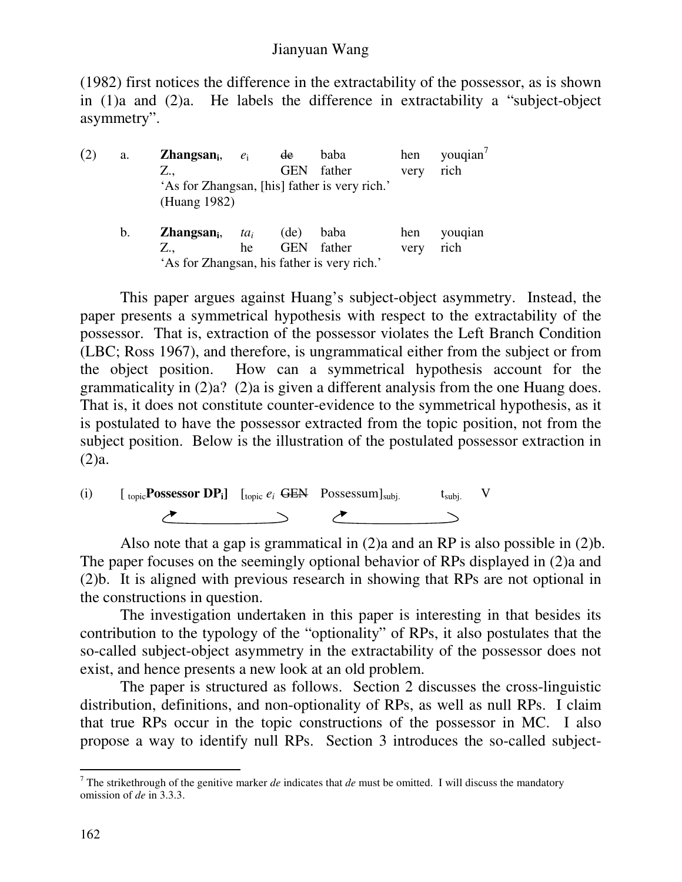(1982) first notices the difference in the extractability of the possessor, as is shown in (1)a and (2)a. He labels the difference in extractability a "subject-object asymmetry".

(2) a. **Zhangsan$_i$**, $e_i$ ~~de~~ baba hen youqian[7]
    Z., GEN father very rich
    'As for Zhangsan, [his] father is very rich.'
    (Huang 1982)

   b. **Zhangsan$_i$**, *ta$_i$* (de) baba hen youqian
    Z., he GEN father very rich
    'As for Zhangsan, his father is very rich.'

This paper argues against Huang's subject-object asymmetry. Instead, the paper presents a symmetrical hypothesis with respect to the extractability of the possessor. That is, extraction of the possessor violates the Left Branch Condition (LBC; Ross 1967), and therefore, is ungrammatical either from the subject or from the object position. How can a symmetrical hypothesis account for the grammaticality in (2)a? (2)a is given a different analysis from the one Huang does. That is, it does not constitute counter-evidence to the symmetrical hypothesis, as it is postulated to have the possessor extracted from the topic position, not from the subject position. Below is the illustration of the postulated possessor extraction in (2)a.

(i) [$_{topic}$**Possessor DP$_i$**] [$_{topic}$ $e_i$ ~~GEN~~ Possessum]$_{subj.}$ $t_{subj.}$ V

Also note that a gap is grammatical in (2)a and an RP is also possible in (2)b. The paper focuses on the seemingly optional behavior of RPs displayed in (2)a and (2)b. It is aligned with previous research in showing that RPs are not optional in the constructions in question.

The investigation undertaken in this paper is interesting in that besides its contribution to the typology of the "optionality" of RPs, it also postulates that the so-called subject-object asymmetry in the extractability of the possessor does not exist, and hence presents a new look at an old problem.

The paper is structured as follows. Section 2 discusses the cross-linguistic distribution, definitions, and non-optionality of RPs, as well as null RPs. I claim that true RPs occur in the topic constructions of the possessor in MC. I also propose a way to identify null RPs. Section 3 introduces the so-called subject-

[7] The strikethrough of the genitive marker *de* indicates that *de* must be omitted. I will discuss the mandatory omission of *de* in 3.3.3.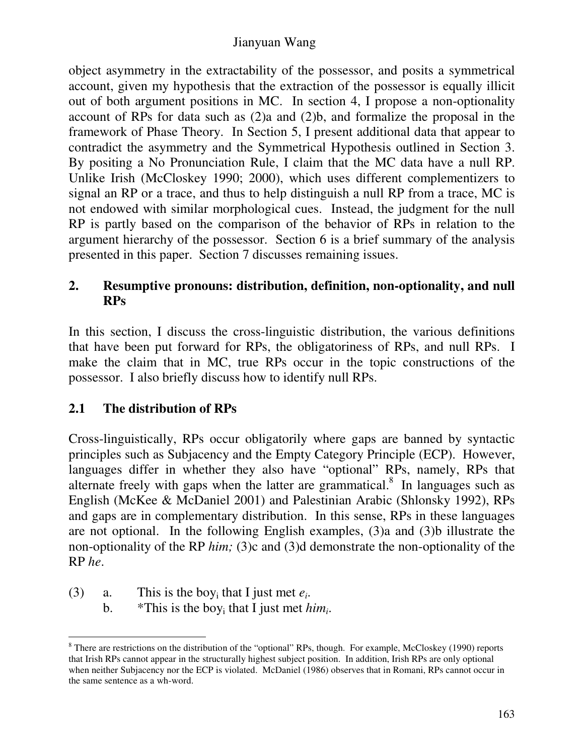object asymmetry in the extractability of the possessor, and posits a symmetrical account, given my hypothesis that the extraction of the possessor is equally illicit out of both argument positions in MC. In section 4, I propose a non-optionality account of RPs for data such as (2)a and (2)b, and formalize the proposal in the framework of Phase Theory. In Section 5, I present additional data that appear to contradict the asymmetry and the Symmetrical Hypothesis outlined in Section 3. By positing a No Pronunciation Rule, I claim that the MC data have a null RP. Unlike Irish (McCloskey 1990; 2000), which uses different complementizers to signal an RP or a trace, and thus to help distinguish a null RP from a trace, MC is not endowed with similar morphological cues. Instead, the judgment for the null RP is partly based on the comparison of the behavior of RPs in relation to the argument hierarchy of the possessor. Section 6 is a brief summary of the analysis presented in this paper. Section 7 discusses remaining issues.

## 2. Resumptive pronouns: distribution, definition, non-optionality, and null RPs

In this section, I discuss the cross-linguistic distribution, the various definitions that have been put forward for RPs, the obligatoriness of RPs, and null RPs. I make the claim that in MC, true RPs occur in the topic constructions of the possessor. I also briefly discuss how to identify null RPs.

### 2.1 The distribution of RPs

Cross-linguistically, RPs occur obligatorily where gaps are banned by syntactic principles such as Subjacency and the Empty Category Principle (ECP). However, languages differ in whether they also have "optional" RPs, namely, RPs that alternate freely with gaps when the latter are grammatical.[8] In languages such as English (McKee & McDaniel 2001) and Palestinian Arabic (Shlonsky 1992), RPs and gaps are in complementary distribution. In this sense, RPs in these languages are not optional. In the following English examples, (3)a and (3)b illustrate the non-optionality of the RP *him;* (3)c and (3)d demonstrate the non-optionality of the RP *he*.

(3) a. This is the boy$_i$ that I just met $e_i$.
    b. *This is the boy$_i$ that I just met *him*$_i$.

---

[8] There are restrictions on the distribution of the "optional" RPs, though. For example, McCloskey (1990) reports that Irish RPs cannot appear in the structurally highest subject position. In addition, Irish RPs are only optional when neither Subjacency nor the ECP is violated. McDaniel (1986) observes that in Romani, RPs cannot occur in the same sentence as a wh-word.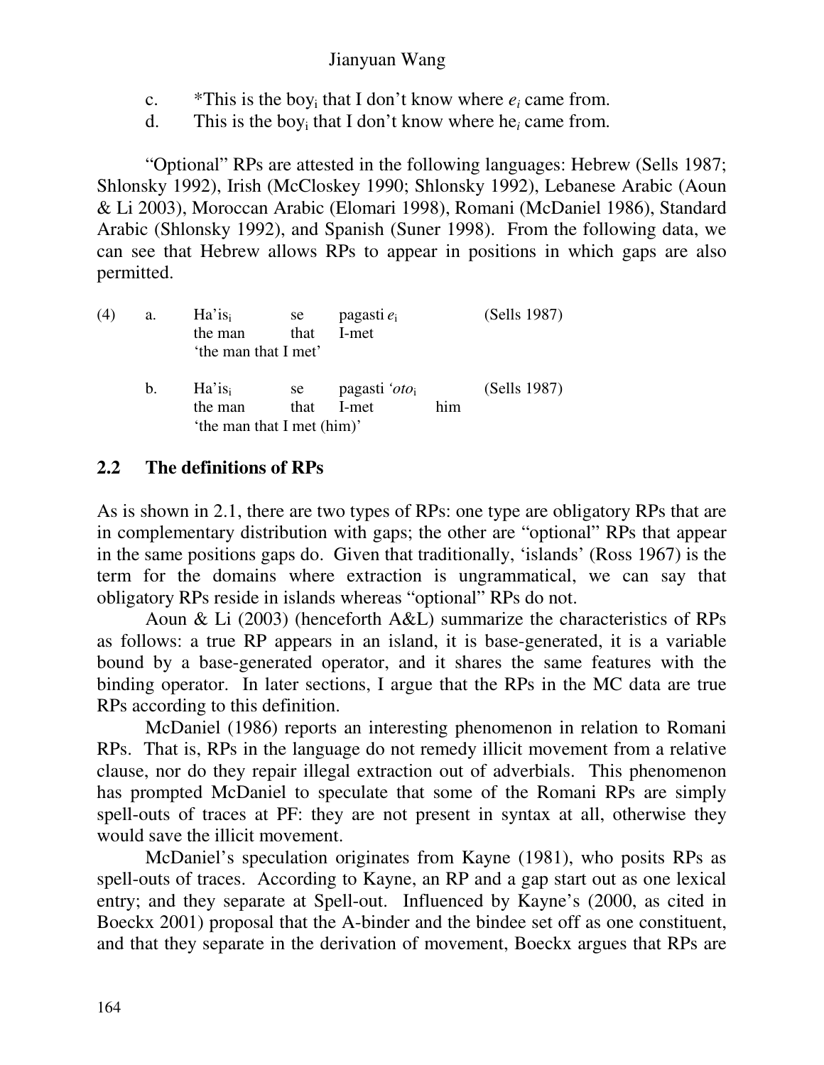c. *This is the boy$_i$ that I don't know where $e_i$ came from.
d. This is the boy$_i$ that I don't know where he$_i$ came from.

"Optional" RPs are attested in the following languages: Hebrew (Sells 1987; Shlonsky 1992), Irish (McCloskey 1990; Shlonsky 1992), Lebanese Arabic (Aoun & Li 2003), Moroccan Arabic (Elomari 1998), Romani (McDaniel 1986), Standard Arabic (Shlonsky 1992), and Spanish (Suner 1998). From the following data, we can see that Hebrew allows RPs to appear in positions in which gaps are also permitted.

| | | | | | | |
|---|---|---|---|---|---|---|
| (4) | a. | Ha'is$_i$ | se | pagasti $e_i$ | | (Sells 1987) |
| | | the man | that | I-met | | |
| | | 'the man that I met' | | | | |
| | b. | Ha'is$_i$ | se | pagasti *'oto*$_i$ | | (Sells 1987) |
| | | the man | that | I-met | him | |
| | | 'the man that I met (him)' | | | | |

## 2.2 The definitions of RPs

As is shown in 2.1, there are two types of RPs: one type are obligatory RPs that are in complementary distribution with gaps; the other are "optional" RPs that appear in the same positions gaps do. Given that traditionally, 'islands' (Ross 1967) is the term for the domains where extraction is ungrammatical, we can say that obligatory RPs reside in islands whereas "optional" RPs do not.

Aoun & Li (2003) (henceforth A&L) summarize the characteristics of RPs as follows: a true RP appears in an island, it is base-generated, it is a variable bound by a base-generated operator, and it shares the same features with the binding operator. In later sections, I argue that the RPs in the MC data are true RPs according to this definition.

McDaniel (1986) reports an interesting phenomenon in relation to Romani RPs. That is, RPs in the language do not remedy illicit movement from a relative clause, nor do they repair illegal extraction out of adverbials. This phenomenon has prompted McDaniel to speculate that some of the Romani RPs are simply spell-outs of traces at PF: they are not present in syntax at all, otherwise they would save the illicit movement.

McDaniel's speculation originates from Kayne (1981), who posits RPs as spell-outs of traces. According to Kayne, an RP and a gap start out as one lexical entry; and they separate at Spell-out. Influenced by Kayne's (2000, as cited in Boeckx 2001) proposal that the A-binder and the bindee set off as one constituent, and that they separate in the derivation of movement, Boeckx argues that RPs are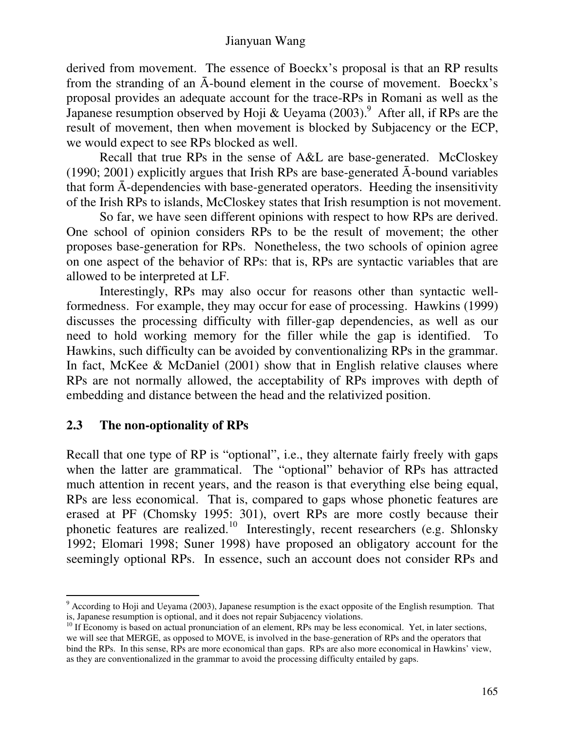derived from movement. The essence of Boeckx's proposal is that an RP results from the stranding of an Ā-bound element in the course of movement. Boeckx's proposal provides an adequate account for the trace-RPs in Romani as well as the Japanese resumption observed by Hoji & Ueyama (2003).[9] After all, if RPs are the result of movement, then when movement is blocked by Subjacency or the ECP, we would expect to see RPs blocked as well.

Recall that true RPs in the sense of A&L are base-generated. McCloskey (1990; 2001) explicitly argues that Irish RPs are base-generated Ā-bound variables that form Ā-dependencies with base-generated operators. Heeding the insensitivity of the Irish RPs to islands, McCloskey states that Irish resumption is not movement.

So far, we have seen different opinions with respect to how RPs are derived. One school of opinion considers RPs to be the result of movement; the other proposes base-generation for RPs. Nonetheless, the two schools of opinion agree on one aspect of the behavior of RPs: that is, RPs are syntactic variables that are allowed to be interpreted at LF.

Interestingly, RPs may also occur for reasons other than syntactic well-formedness. For example, they may occur for ease of processing. Hawkins (1999) discusses the processing difficulty with filler-gap dependencies, as well as our need to hold working memory for the filler while the gap is identified. To Hawkins, such difficulty can be avoided by conventionalizing RPs in the grammar. In fact, McKee & McDaniel (2001) show that in English relative clauses where RPs are not normally allowed, the acceptability of RPs improves with depth of embedding and distance between the head and the relativized position.

## 2.3 The non-optionality of RPs

Recall that one type of RP is "optional", i.e., they alternate fairly freely with gaps when the latter are grammatical. The "optional" behavior of RPs has attracted much attention in recent years, and the reason is that everything else being equal, RPs are less economical. That is, compared to gaps whose phonetic features are erased at PF (Chomsky 1995: 301), overt RPs are more costly because their phonetic features are realized.[10] Interestingly, recent researchers (e.g. Shlonsky 1992; Elomari 1998; Suner 1998) have proposed an obligatory account for the seemingly optional RPs. In essence, such an account does not consider RPs and

---

[9] According to Hoji and Ueyama (2003), Japanese resumption is the exact opposite of the English resumption. That is, Japanese resumption is optional, and it does not repair Subjacency violations.

[10] If Economy is based on actual pronunciation of an element, RPs may be less economical. Yet, in later sections, we will see that MERGE, as opposed to MOVE, is involved in the base-generation of RPs and the operators that bind the RPs. In this sense, RPs are more economical than gaps. RPs are also more economical in Hawkins' view, as they are conventionalized in the grammar to avoid the processing difficulty entailed by gaps.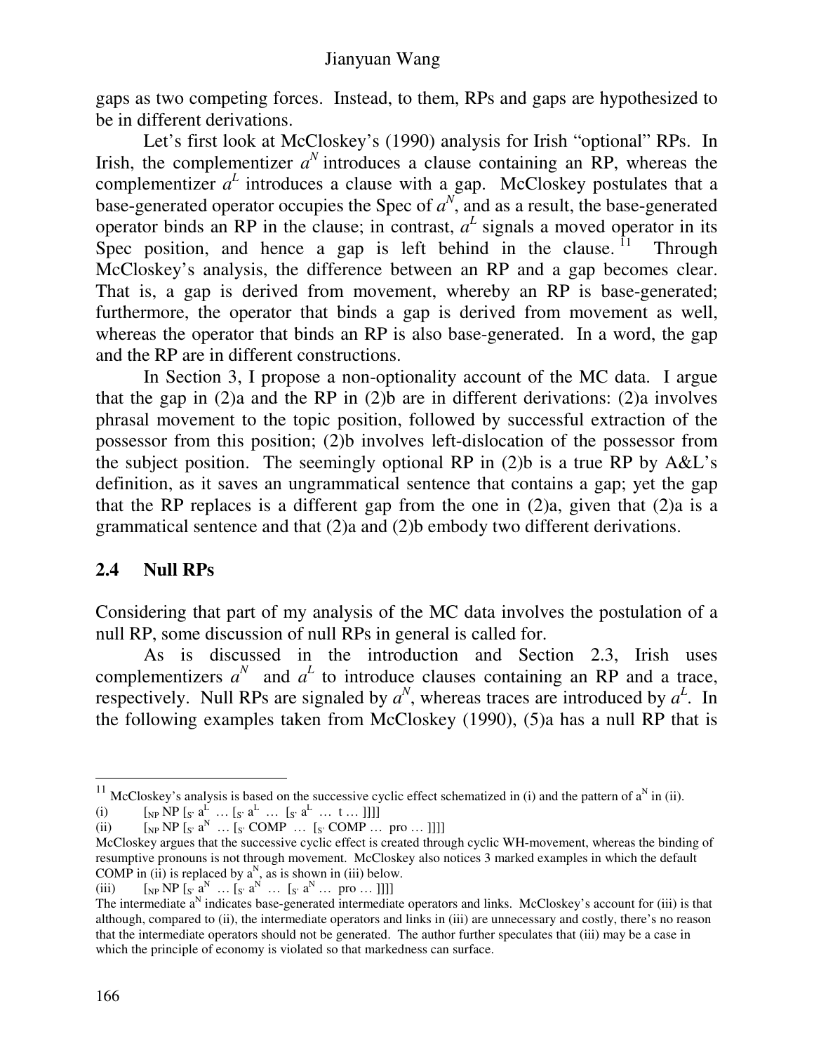gaps as two competing forces. Instead, to them, RPs and gaps are hypothesized to be in different derivations.

Let's first look at McCloskey's (1990) analysis for Irish "optional" RPs. In Irish, the complementizer $a^N$ introduces a clause containing an RP, whereas the complementizer $a^L$ introduces a clause with a gap. McCloskey postulates that a base-generated operator occupies the Spec of $a^N$, and as a result, the base-generated operator binds an RP in the clause; in contrast, $a^L$ signals a moved operator in its Spec position, and hence a gap is left behind in the clause.[11] Through McCloskey's analysis, the difference between an RP and a gap becomes clear. That is, a gap is derived from movement, whereby an RP is base-generated; furthermore, the operator that binds a gap is derived from movement as well, whereas the operator that binds an RP is also base-generated. In a word, the gap and the RP are in different constructions.

In Section 3, I propose a non-optionality account of the MC data. I argue that the gap in (2)a and the RP in (2)b are in different derivations: (2)a involves phrasal movement to the topic position, followed by successful extraction of the possessor from this position; (2)b involves left-dislocation of the possessor from the subject position. The seemingly optional RP in (2)b is a true RP by A&L's definition, as it saves an ungrammatical sentence that contains a gap; yet the gap that the RP replaces is a different gap from the one in (2)a, given that (2)a is a grammatical sentence and that (2)a and (2)b embody two different derivations.

## 2.4 Null RPs

Considering that part of my analysis of the MC data involves the postulation of a null RP, some discussion of null RPs in general is called for.

As is discussed in the introduction and Section 2.3, Irish uses complementizers $a^N$ and $a^L$ to introduce clauses containing an RP and a trace, respectively. Null RPs are signaled by $a^N$, whereas traces are introduced by $a^L$. In the following examples taken from McCloskey (1990), (5)a has a null RP that is

---

[11] McCloskey's analysis is based on the successive cyclic effect schematized in (i) and the pattern of $a^N$ in (ii).

(i) $[_{NP}$ NP $[_{S'}$ $a^L$ … $[_{S'}$ $a^L$ … $[_{S'}$ $a^L$ … t … ]]]]

(ii) $[_{NP}$ NP $[_{S'}$ $a^N$ … $[_{S'}$ COMP … $[_{S'}$ COMP … pro … ]]]]

McCloskey argues that the successive cyclic effect is created through cyclic WH-movement, whereas the binding of resumptive pronouns is not through movement. McCloskey also notices 3 marked examples in which the default COMP in (ii) is replaced by $a^N$, as is shown in (iii) below.

(iii) $[_{NP}$ NP $[_{S'}$ $a^N$ … $[_{S'}$ $a^N$ … $[_{S'}$ $a^N$ … pro … ]]]]

The intermediate $a^N$ indicates base-generated intermediate operators and links. McCloskey's account for (iii) is that although, compared to (ii), the intermediate operators and links in (iii) are unnecessary and costly, there's no reason that the intermediate operators should not be generated. The author further speculates that (iii) may be a case in which the principle of economy is violated so that markedness can surface.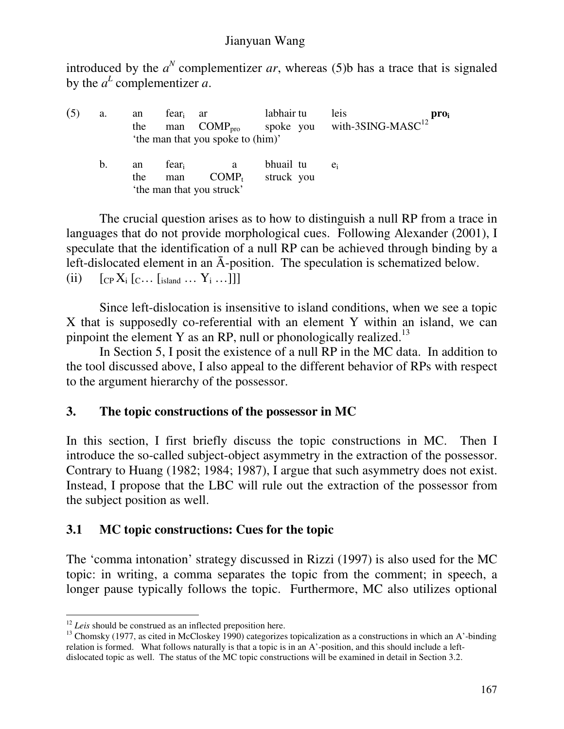introduced by the $a^N$ complementizer *ar*, whereas (5)b has a trace that is signaled by the $a^L$ complementizer *a*.

(5) a. an fear$_i$ ar labhair tu leis **pro$_i$**
the man COMP$_{pro}$ spoke you with-3SING-MASC[12]
'the man that you spoke to (him)'

b. an fear$_i$ a bhuail tu e$_i$
the man COMP$_t$ struck you
'the man that you struck'

The crucial question arises as to how to distinguish a null RP from a trace in languages that do not provide morphological cues. Following Alexander (2001), I speculate that the identification of a null RP can be achieved through binding by a left-dislocated element in an Ā-position. The speculation is schematized below.

(ii) $[_{CP}\, X_i\, [_{C} \ldots [_{island} \ldots Y_i \ldots]]]$

Since left-dislocation is insensitive to island conditions, when we see a topic X that is supposedly co-referential with an element Y within an island, we can pinpoint the element Y as an RP, null or phonologically realized.[13]

In Section 5, I posit the existence of a null RP in the MC data. In addition to the tool discussed above, I also appeal to the different behavior of RPs with respect to the argument hierarchy of the possessor.

## 3. The topic constructions of the possessor in MC

In this section, I first briefly discuss the topic constructions in MC. Then I introduce the so-called subject-object asymmetry in the extraction of the possessor. Contrary to Huang (1982; 1984; 1987), I argue that such asymmetry does not exist. Instead, I propose that the LBC will rule out the extraction of the possessor from the subject position as well.

### 3.1 MC topic constructions: Cues for the topic

The 'comma intonation' strategy discussed in Rizzi (1997) is also used for the MC topic: in writing, a comma separates the topic from the comment; in speech, a longer pause typically follows the topic. Furthermore, MC also utilizes optional

---

[12] *Leis* should be construed as an inflected preposition here.

[13] Chomsky (1977, as cited in McCloskey 1990) categorizes topicalization as a constructions in which an A'-binding relation is formed. What follows naturally is that a topic is in an A'-position, and this should include a left-dislocated topic as well. The status of the MC topic constructions will be examined in detail in Section 3.2.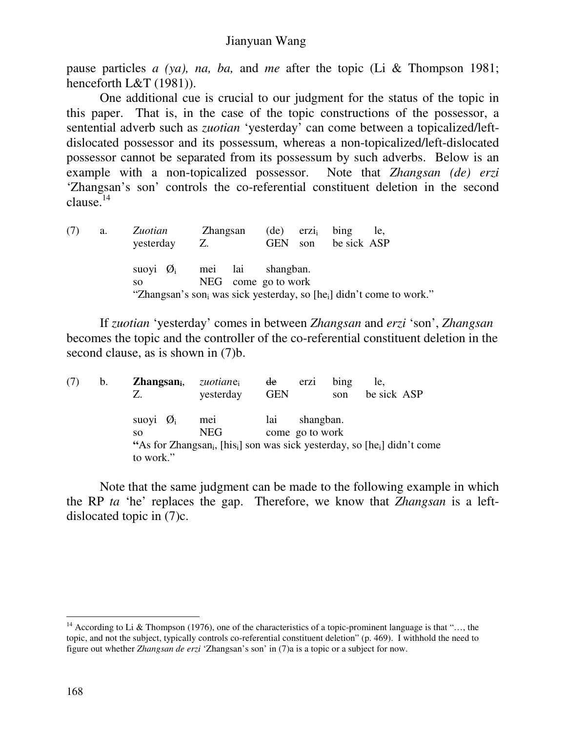pause particles *a (ya), na, ba,* and *me* after the topic (Li & Thompson 1981; henceforth L&T (1981)).

One additional cue is crucial to our judgment for the status of the topic in this paper. That is, in the case of the topic constructions of the possessor, a sentential adverb such as *zuotian* 'yesterday' can come between a topicalized/left-dislocated possessor and its possessum, whereas a non-topicalized/left-dislocated possessor cannot be separated from its possessum by such adverbs. Below is an example with a non-topicalized possessor. Note that *Zhangsan (de) erzi* 'Zhangsan's son' controls the co-referential constituent deletion in the second clause.[14]

(7) a. *Zuotian* Zhangsan (de) erzi$_i$ bing le,
yesterday Z. GEN son be sick ASP

suoyi Ø$_i$ mei lai shangban.
so NEG come go to work
"Zhangsan's son$_i$ was sick yesterday, so [he$_i$] didn't come to work."

If *zuotian* 'yesterday' comes in between *Zhangsan* and *erzi* 'son', *Zhangsan* becomes the topic and the controller of the co-referential constituent deletion in the second clause, as is shown in (7)b.

(7) b. **Zhangsan$_i$**, *zuotian*e$_i$ ~~de~~ erzi bing le,
Z. yesterday GEN son be sick ASP

suoyi Ø$_i$ mei lai shangban.
so NEG come go to work
**"**As for Zhangsan$_i$, [his$_i$] son was sick yesterday, so [he$_i$] didn't come to work."

Note that the same judgment can be made to the following example in which the RP *ta* 'he' replaces the gap. Therefore, we know that *Zhangsan* is a left-dislocated topic in (7)c.

---

[14] According to Li & Thompson (1976), one of the characteristics of a topic-prominent language is that "…, the topic, and not the subject, typically controls co-referential constituent deletion" (p. 469). I withhold the need to figure out whether *Zhangsan de erzi* 'Zhangsan's son' in (7)a is a topic or a subject for now.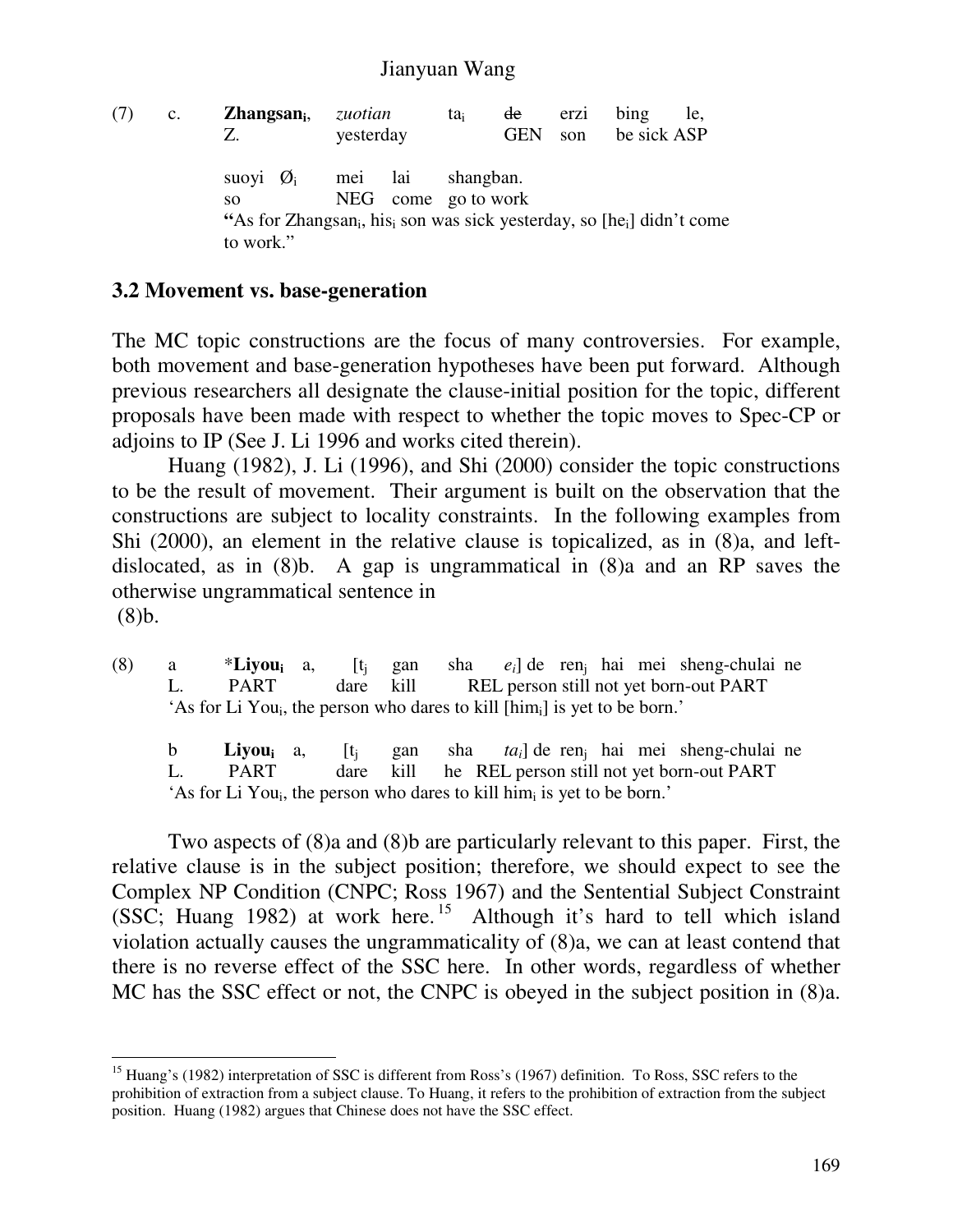(7) c. **Zhangsan**$_i$, *zuotian* ta$_i$ ~~de~~ erzi bing le,
Z. yesterday GEN son be sick ASP

suoyi Ø$_i$ mei lai shangban.
so NEG come go to work
"As for Zhangsan$_i$, his$_i$ son was sick yesterday, so [he$_i$] didn't come to work."

### 3.2 Movement vs. base-generation

The MC topic constructions are the focus of many controversies. For example, both movement and base-generation hypotheses have been put forward. Although previous researchers all designate the clause-initial position for the topic, different proposals have been made with respect to whether the topic moves to Spec-CP or adjoins to IP (See J. Li 1996 and works cited therein).

Huang (1982), J. Li (1996), and Shi (2000) consider the topic constructions to be the result of movement. Their argument is built on the observation that the constructions are subject to locality constraints. In the following examples from Shi (2000), an element in the relative clause is topicalized, as in (8)a, and left-dislocated, as in (8)b. A gap is ungrammatical in (8)a and an RP saves the otherwise ungrammatical sentence in (8)b.

(8) a *__Liyou__$_i$ a, [t$_j$ gan sha *e*$_i$] de ren$_j$ hai mei sheng-chulai ne
L. PART dare kill REL person still not yet born-out PART
'As for Li You$_i$, the person who dares to kill [him$_i$] is yet to be born.'

b __Liyou__$_i$ a, [t$_j$ gan sha *ta*$_i$] de ren$_j$ hai mei sheng-chulai ne
L. PART dare kill he REL person still not yet born-out PART
'As for Li You$_i$, the person who dares to kill him$_i$ is yet to be born.'

Two aspects of (8)a and (8)b are particularly relevant to this paper. First, the relative clause is in the subject position; therefore, we should expect to see the Complex NP Condition (CNPC; Ross 1967) and the Sentential Subject Constraint (SSC; Huang 1982) at work here.[15] Although it's hard to tell which island violation actually causes the ungrammaticality of (8)a, we can at least contend that there is no reverse effect of the SSC here. In other words, regardless of whether MC has the SSC effect or not, the CNPC is obeyed in the subject position in (8)a.

[15] Huang's (1982) interpretation of SSC is different from Ross's (1967) definition. To Ross, SSC refers to the prohibition of extraction from a subject clause. To Huang, it refers to the prohibition of extraction from the subject position. Huang (1982) argues that Chinese does not have the SSC effect.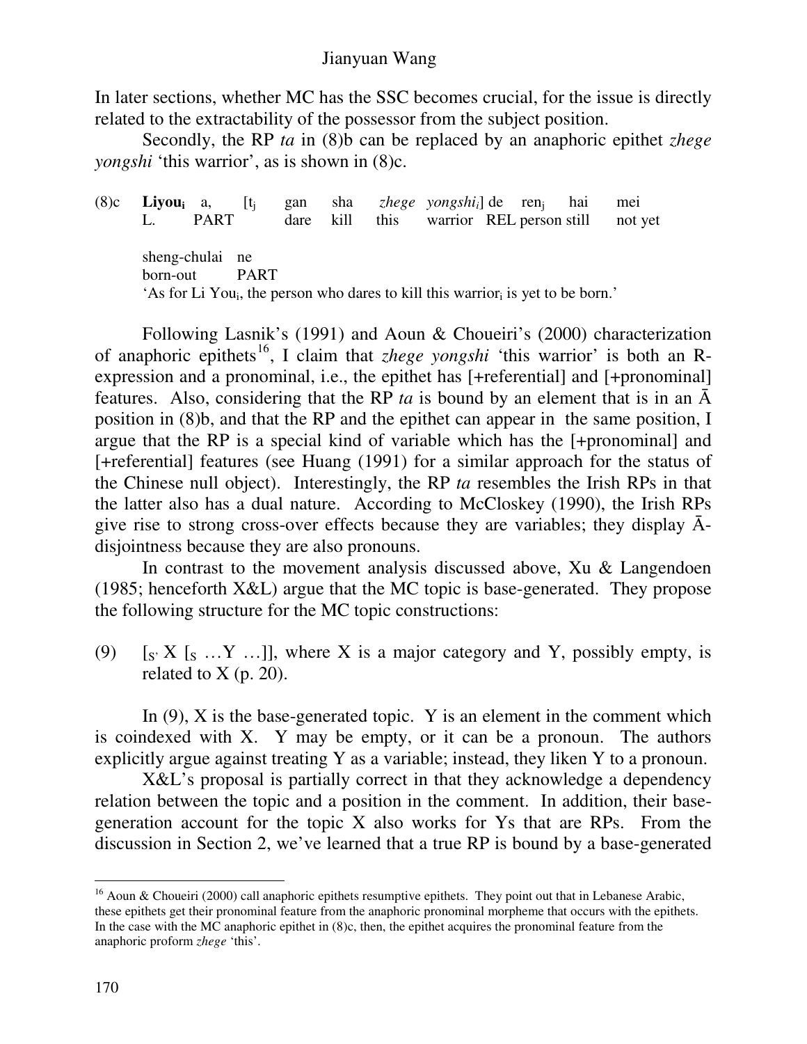In later sections, whether MC has the SSC becomes crucial, for the issue is directly related to the extractability of the possessor from the subject position.

Secondly, the RP *ta* in (8)b can be replaced by an anaphoric epithet *zhege yongshi* 'this warrior', as is shown in (8)c.

(8)c **Liyou**$_{\mathbf{i}}$ a, [$t_j$ gan sha *zhege yongshi*$_i$] de ren$_j$ hai mei
L. PART dare kill this warrior REL person still not yet

sheng-chulai ne
born-out PART

'As for Li You$_i$, the person who dares to kill this warrior$_i$ is yet to be born.'

Following Lasnik's (1991) and Aoun & Choueiri's (2000) characterization of anaphoric epithets[16], I claim that *zhege yongshi* 'this warrior' is both an R-expression and a pronominal, i.e., the epithet has [+referential] and [+pronominal] features. Also, considering that the RP *ta* is bound by an element that is in an Ā position in (8)b, and that the RP and the epithet can appear in the same position, I argue that the RP is a special kind of variable which has the [+pronominal] and [+referential] features (see Huang (1991) for a similar approach for the status of the Chinese null object). Interestingly, the RP *ta* resembles the Irish RPs in that the latter also has a dual nature. According to McCloskey (1990), the Irish RPs give rise to strong cross-over effects because they are variables; they display Ā-disjointness because they are also pronouns.

In contrast to the movement analysis discussed above, Xu & Langendoen (1985; henceforth X&L) argue that the MC topic is base-generated. They propose the following structure for the MC topic constructions:

(9) [$_{S'}$ X [$_S$ …Y …]], where X is a major category and Y, possibly empty, is related to X (p. 20).

In (9), X is the base-generated topic. Y is an element in the comment which is coindexed with X. Y may be empty, or it can be a pronoun. The authors explicitly argue against treating Y as a variable; instead, they liken Y to a pronoun.

X&L's proposal is partially correct in that they acknowledge a dependency relation between the topic and a position in the comment. In addition, their base-generation account for the topic X also works for Ys that are RPs. From the discussion in Section 2, we've learned that a true RP is bound by a base-generated

---

[16] Aoun & Choueiri (2000) call anaphoric epithets resumptive epithets. They point out that in Lebanese Arabic, these epithets get their pronominal feature from the anaphoric pronominal morpheme that occurs with the epithets. In the case with the MC anaphoric epithet in (8)c, then, the epithet acquires the pronominal feature from the anaphoric proform *zhege* 'this'.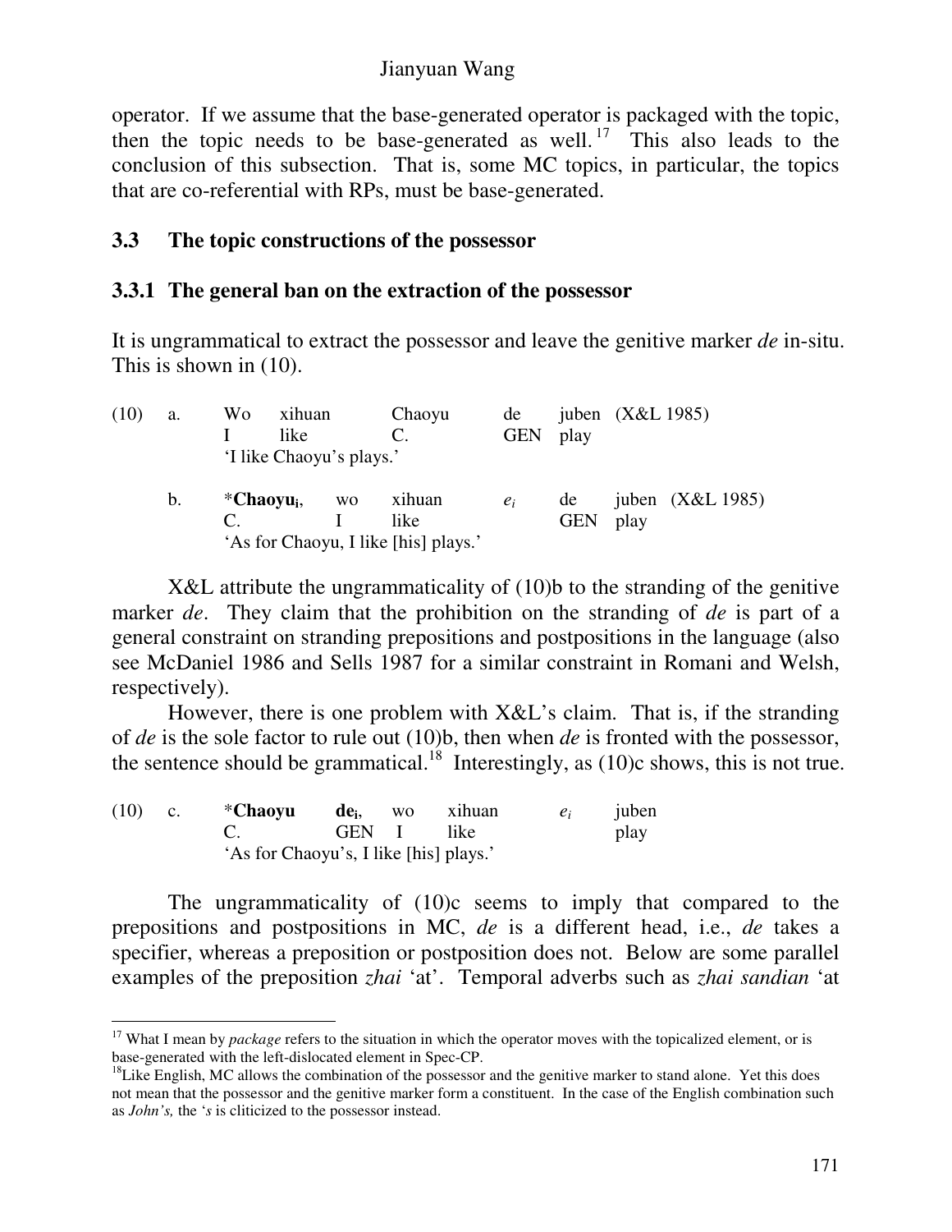operator. If we assume that the base-generated operator is packaged with the topic, then the topic needs to be base-generated as well.[17] This also leads to the conclusion of this subsection. That is, some MC topics, in particular, the topics that are co-referential with RPs, must be base-generated.

### 3.3 The topic constructions of the possessor

#### 3.3.1 The general ban on the extraction of the possessor

It is ungrammatical to extract the possessor and leave the genitive marker *de* in-situ. This is shown in (10).

(10) a. Wo xihuan Chaoyu de juben (X&L 1985)
   I like C. GEN play
   'I like Chaoyu's plays.'

 b. ***Chaoyu**$_i$, wo xihuan $e_i$ de juben (X&L 1985)
   C. I like GEN play
   'As for Chaoyu, I like [his] plays.'

X&L attribute the ungrammaticality of (10)b to the stranding of the genitive marker *de*. They claim that the prohibition on the stranding of *de* is part of a general constraint on stranding prepositions and postpositions in the language (also see McDaniel 1986 and Sells 1987 for a similar constraint in Romani and Welsh, respectively).

However, there is one problem with X&L's claim. That is, if the stranding of *de* is the sole factor to rule out (10)b, then when *de* is fronted with the possessor, the sentence should be grammatical.[18] Interestingly, as (10)c shows, this is not true.

(10) c. ***Chaoyu de**$_i$, wo xihuan $e_i$ juben
   C. GEN I like play
   'As for Chaoyu's, I like [his] plays.'

The ungrammaticality of (10)c seems to imply that compared to the prepositions and postpositions in MC, *de* is a different head, i.e., *de* takes a specifier, whereas a preposition or postposition does not. Below are some parallel examples of the preposition *zhai* 'at'. Temporal adverbs such as *zhai sandian* 'at

---

[17] What I mean by *package* refers to the situation in which the operator moves with the topicalized element, or is base-generated with the left-dislocated element in Spec-CP.

[18] Like English, MC allows the combination of the possessor and the genitive marker to stand alone. Yet this does not mean that the possessor and the genitive marker form a constituent. In the case of the English combination such as *John's,* the '*s* is cliticized to the possessor instead.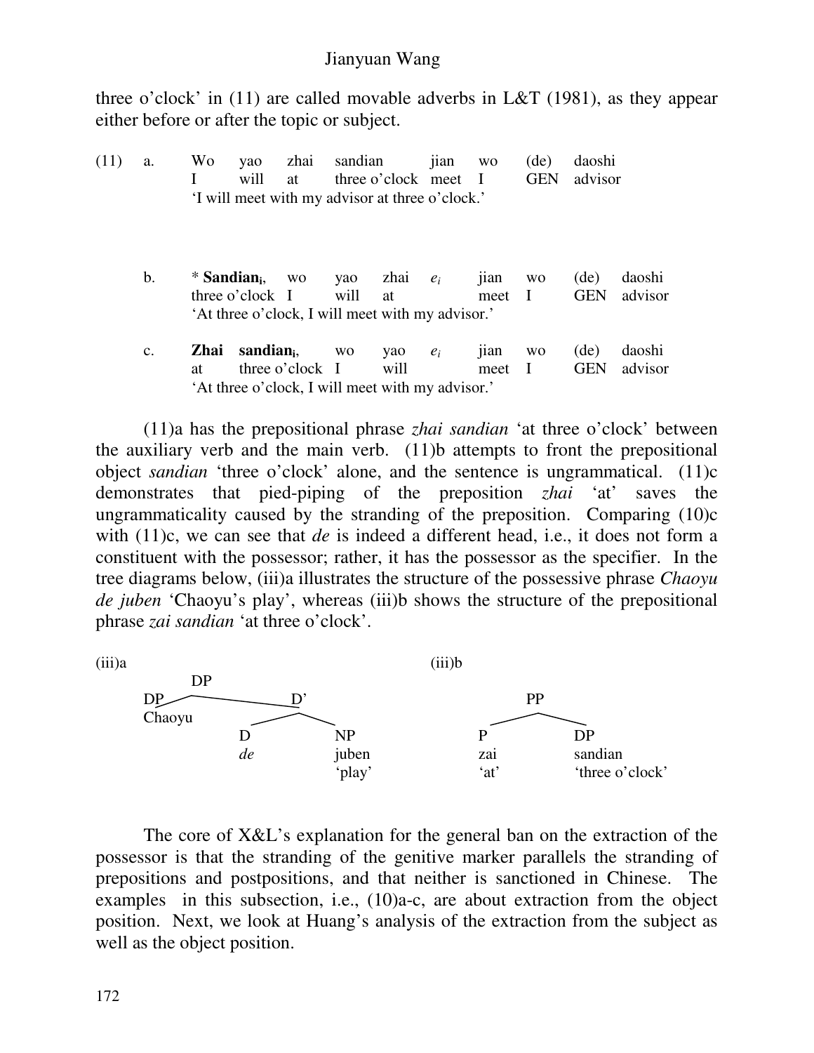three o'clock' in (11) are called movable adverbs in L&T (1981), as they appear either before or after the topic or subject.

(11) a. Wo yao zhai sandian jian wo (de) daoshi
I will at three o'clock meet I GEN advisor
'I will meet with my advisor at three o'clock.'

b. * **Sandian$_i$**, wo yao zhai $e_i$ jian wo (de) daoshi
three o'clock I will at meet I GEN advisor
'At three o'clock, I will meet with my advisor.'

c. **Zhai sandian$_i$**, wo yao $e_i$ jian wo (de) daoshi
at three o'clock I will meet I GEN advisor
'At three o'clock, I will meet with my advisor.'

(11)a has the prepositional phrase *zhai sandian* 'at three o'clock' between the auxiliary verb and the main verb. (11)b attempts to front the prepositional object *sandian* 'three o'clock' alone, and the sentence is ungrammatical. (11)c demonstrates that pied-piping of the preposition *zhai* 'at' saves the ungrammaticality caused by the stranding of the preposition. Comparing (10)c with (11)c, we can see that *de* is indeed a different head, i.e., it does not form a constituent with the possessor; rather, it has the possessor as the specifier. In the tree diagrams below, (iii)a illustrates the structure of the possessive phrase *Chaoyu de juben* 'Chaoyu's play', whereas (iii)b shows the structure of the prepositional phrase *zai sandian* 'at three o'clock'.

(iii)a
DP
DP Chaoyu
D'
D *de*
NP juben 'play'

(iii)b
PP
P zai 'at'
DP sandian 'three o'clock'

The core of X&L's explanation for the general ban on the extraction of the possessor is that the stranding of the genitive marker parallels the stranding of prepositions and postpositions, and that neither is sanctioned in Chinese. The examples in this subsection, i.e., (10)a-c, are about extraction from the object position. Next, we look at Huang's analysis of the extraction from the subject as well as the object position.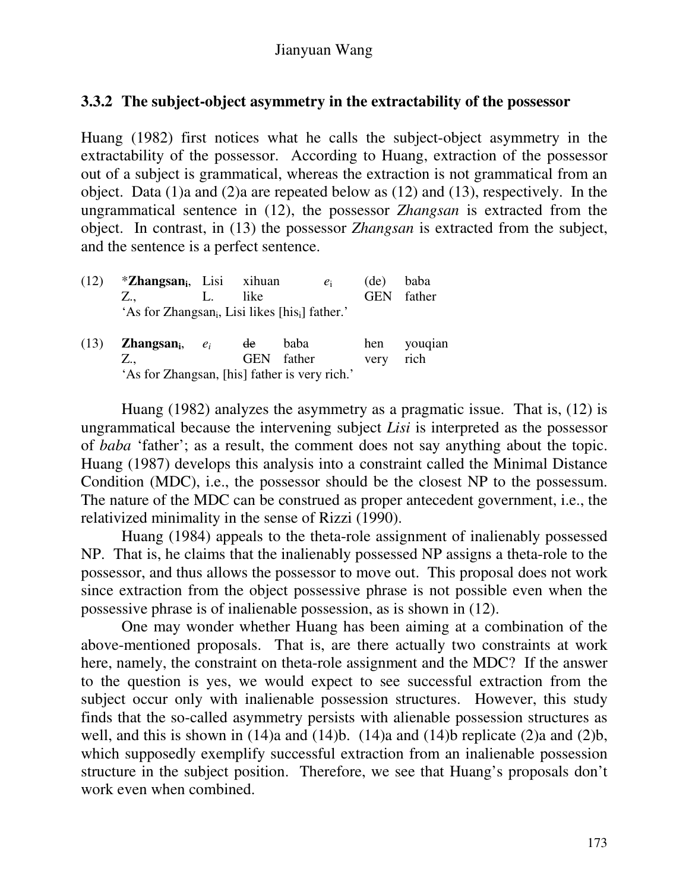### 3.3.2 The subject-object asymmetry in the extractability of the possessor

Huang (1982) first notices what he calls the subject-object asymmetry in the extractability of the possessor. According to Huang, extraction of the possessor out of a subject is grammatical, whereas the extraction is not grammatical from an object. Data (1)a and (2)a are repeated below as (12) and (13), respectively. In the ungrammatical sentence in (12), the possessor *Zhangsan* is extracted from the object. In contrast, in (13) the possessor *Zhangsan* is extracted from the subject, and the sentence is a perfect sentence.

(12) \***Zhangsan**$_i$, Lisi xihuan $e_i$ (de) baba
Z., L. like GEN father
'As for Zhangsan$_i$, Lisi likes [his$_i$] father.'

(13) **Zhangsan**$_i$, $e_i$ ~~de~~ baba hen youqian
Z., GEN father very rich
'As for Zhangsan, [his] father is very rich.'

Huang (1982) analyzes the asymmetry as a pragmatic issue. That is, (12) is ungrammatical because the intervening subject *Lisi* is interpreted as the possessor of *baba* 'father'; as a result, the comment does not say anything about the topic. Huang (1987) develops this analysis into a constraint called the Minimal Distance Condition (MDC), i.e., the possessor should be the closest NP to the possessum. The nature of the MDC can be construed as proper antecedent government, i.e., the relativized minimality in the sense of Rizzi (1990).

Huang (1984) appeals to the theta-role assignment of inalienably possessed NP. That is, he claims that the inalienably possessed NP assigns a theta-role to the possessor, and thus allows the possessor to move out. This proposal does not work since extraction from the object possessive phrase is not possible even when the possessive phrase is of inalienable possession, as is shown in (12).

One may wonder whether Huang has been aiming at a combination of the above-mentioned proposals. That is, are there actually two constraints at work here, namely, the constraint on theta-role assignment and the MDC? If the answer to the question is yes, we would expect to see successful extraction from the subject occur only with inalienable possession structures. However, this study finds that the so-called asymmetry persists with alienable possession structures as well, and this is shown in (14)a and (14)b. (14)a and (14)b replicate (2)a and (2)b, which supposedly exemplify successful extraction from an inalienable possession structure in the subject position. Therefore, we see that Huang's proposals don't work even when combined.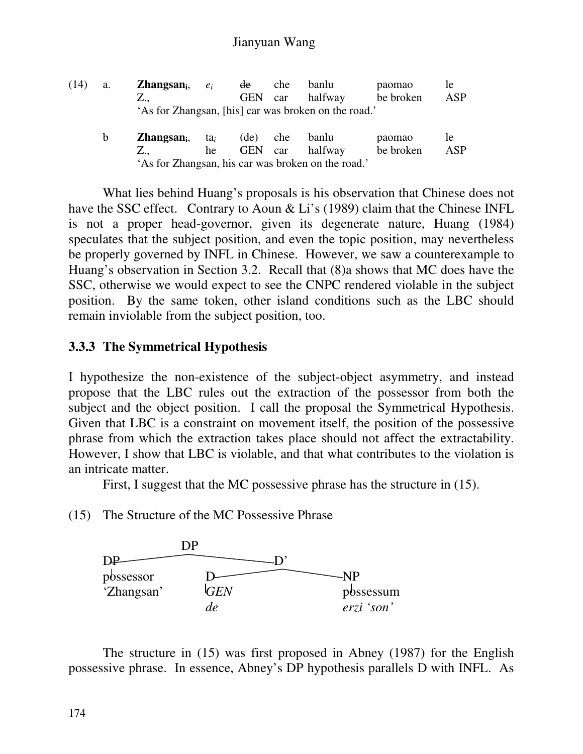(14) a. **Zhangsan$_i$**, $e_i$ ~~de~~ che banlu paomao le
Z., GEN car halfway be broken ASP
'As for Zhangsan, [his] car was broken on the road.'

b **Zhangsan$_i$**, ta$_i$ (de) che banlu paomao le
Z., he GEN car halfway be broken ASP
'As for Zhangsan, his car was broken on the road.'

What lies behind Huang's proposals is his observation that Chinese does not have the SSC effect. Contrary to Aoun & Li's (1989) claim that the Chinese INFL is not a proper head-governor, given its degenerate nature, Huang (1984) speculates that the subject position, and even the topic position, may nevertheless be properly governed by INFL in Chinese. However, we saw a counterexample to Huang's observation in Section 3.2. Recall that (8)a shows that MC does have the SSC, otherwise we would expect to see the CNPC rendered violable in the subject position. By the same token, other island conditions such as the LBC should remain inviolable from the subject position, too.

### 3.3.3 The Symmetrical Hypothesis

I hypothesize the non-existence of the subject-object asymmetry, and instead propose that the LBC rules out the extraction of the possessor from both the subject and the object position. I call the proposal the Symmetrical Hypothesis. Given that LBC is a constraint on movement itself, the position of the possessive phrase from which the extraction takes place should not affect the extractability. However, I show that LBC is violable, and that what contributes to the violation is an intricate matter.

First, I suggest that the MC possessive phrase has the structure in (15).

(15) The Structure of the MC Possessive Phrase

```
                DP
       _________|_________
      DP                  D'
      |              _____|_____
  possessor         D           NP
  'Zhangsan'        |           |
                   GEN       possessum
                   de        erzi 'son'
```

The structure in (15) was first proposed in Abney (1987) for the English possessive phrase. In essence, Abney's DP hypothesis parallels D with INFL. As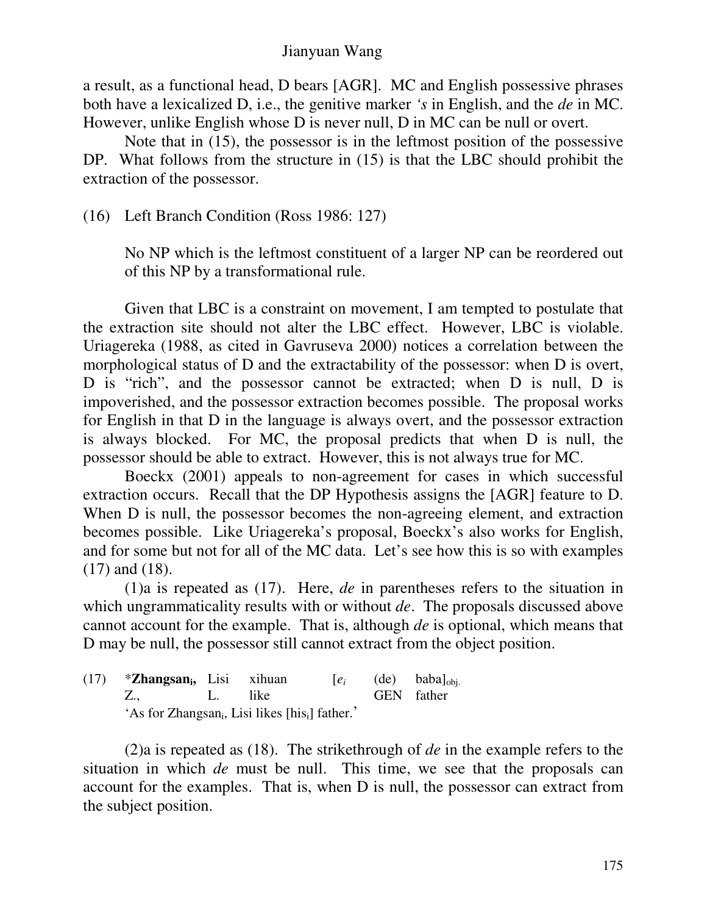a result, as a functional head, D bears [AGR]. MC and English possessive phrases both have a lexicalized D, i.e., the genitive marker *'s* in English, and the *de* in MC. However, unlike English whose D is never null, D in MC can be null or overt.

Note that in (15), the possessor is in the leftmost position of the possessive DP. What follows from the structure in (15) is that the LBC should prohibit the extraction of the possessor.

(16) Left Branch Condition (Ross 1986: 127)

> No NP which is the leftmost constituent of a larger NP can be reordered out of this NP by a transformational rule.

Given that LBC is a constraint on movement, I am tempted to postulate that the extraction site should not alter the LBC effect. However, LBC is violable. Uriagereka (1988, as cited in Gavruseva 2000) notices a correlation between the morphological status of D and the extractability of the possessor: when D is overt, D is "rich", and the possessor cannot be extracted; when D is null, D is impoverished, and the possessor extraction becomes possible. The proposal works for English in that D in the language is always overt, and the possessor extraction is always blocked. For MC, the proposal predicts that when D is null, the possessor should be able to extract. However, this is not always true for MC.

Boeckx (2001) appeals to non-agreement for cases in which successful extraction occurs. Recall that the DP Hypothesis assigns the [AGR] feature to D. When D is null, the possessor becomes the non-agreeing element, and extraction becomes possible. Like Uriagereka's proposal, Boeckx's also works for English, and for some but not for all of the MC data. Let's see how this is so with examples (17) and (18).

(1)a is repeated as (17). Here, *de* in parentheses refers to the situation in which ungrammaticality results with or without *de*. The proposals discussed above cannot account for the example. That is, although *de* is optional, which means that D may be null, the possessor still cannot extract from the object position.

(17) \***Zhangsan$_i$,** Lisi xihuan [*e$_i$* (de) baba]$_{obj.}$
Z., L. like GEN father
'As for Zhangsan$_i$, Lisi likes [his$_i$] father.'

(2)a is repeated as (18). The strikethrough of *de* in the example refers to the situation in which *de* must be null. This time, we see that the proposals can account for the examples. That is, when D is null, the possessor can extract from the subject position.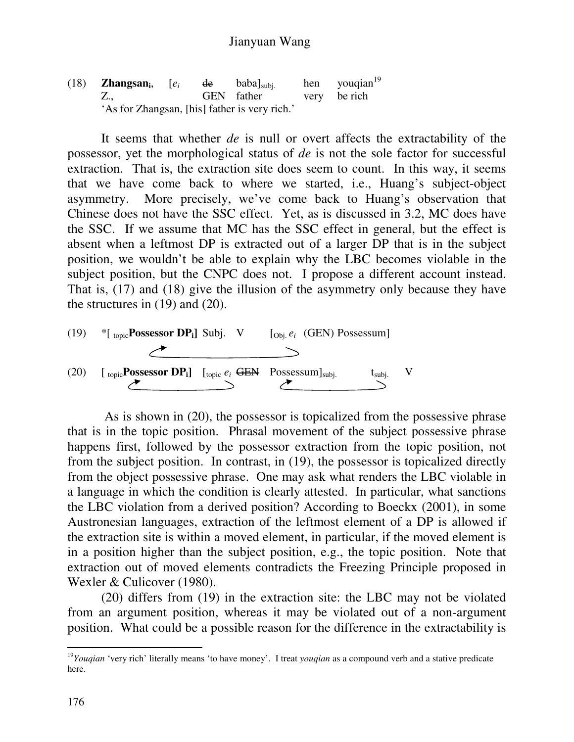(18) **Zhangsan$_i$**, [$e_i$ ~~de~~ baba]$_{subj.}$ hen youqian[19]
Z., GEN father very be rich
'As for Zhangsan, [his] father is very rich.'

It seems that whether *de* is null or overt affects the extractability of the possessor, yet the morphological status of *de* is not the sole factor for successful extraction. That is, the extraction site does seem to count. In this way, it seems that we have come back to where we started, i.e., Huang's subject-object asymmetry. More precisely, we've come back to Huang's observation that Chinese does not have the SSC effect. Yet, as is discussed in 3.2, MC does have the SSC. If we assume that MC has the SSC effect in general, but the effect is absent when a leftmost DP is extracted out of a larger DP that is in the subject position, we wouldn't be able to explain why the LBC becomes violable in the subject position, but the CNPC does not. I propose a different account instead. That is, (17) and (18) give the illusion of the asymmetry only because they have the structures in (19) and (20).

(19) *[$_{topic}$**Possessor DP$_i$**] Subj. V [$_{Obj.}$ $e_i$ (GEN) Possessum]

(20) [$_{topic}$**Possessor DP$_i$**] [$_{topic}$ $e_i$ ~~GEN~~ Possessum]$_{subj.}$ $t_{subj.}$ V

As is shown in (20), the possessor is topicalized from the possessive phrase that is in the topic position. Phrasal movement of the subject possessive phrase happens first, followed by the possessor extraction from the topic position, not from the subject position. In contrast, in (19), the possessor is topicalized directly from the object possessive phrase. One may ask what renders the LBC violable in a language in which the condition is clearly attested. In particular, what sanctions the LBC violation from a derived position? According to Boeckx (2001), in some Austronesian languages, extraction of the leftmost element of a DP is allowed if the extraction site is within a moved element, in particular, if the moved element is in a position higher than the subject position, e.g., the topic position. Note that extraction out of moved elements contradicts the Freezing Principle proposed in Wexler & Culicover (1980).

(20) differs from (19) in the extraction site: the LBC may not be violated from an argument position, whereas it may be violated out of a non-argument position. What could be a possible reason for the difference in the extractability is

[19] *Youqian* 'very rich' literally means 'to have money'. I treat *youqian* as a compound verb and a stative predicate here.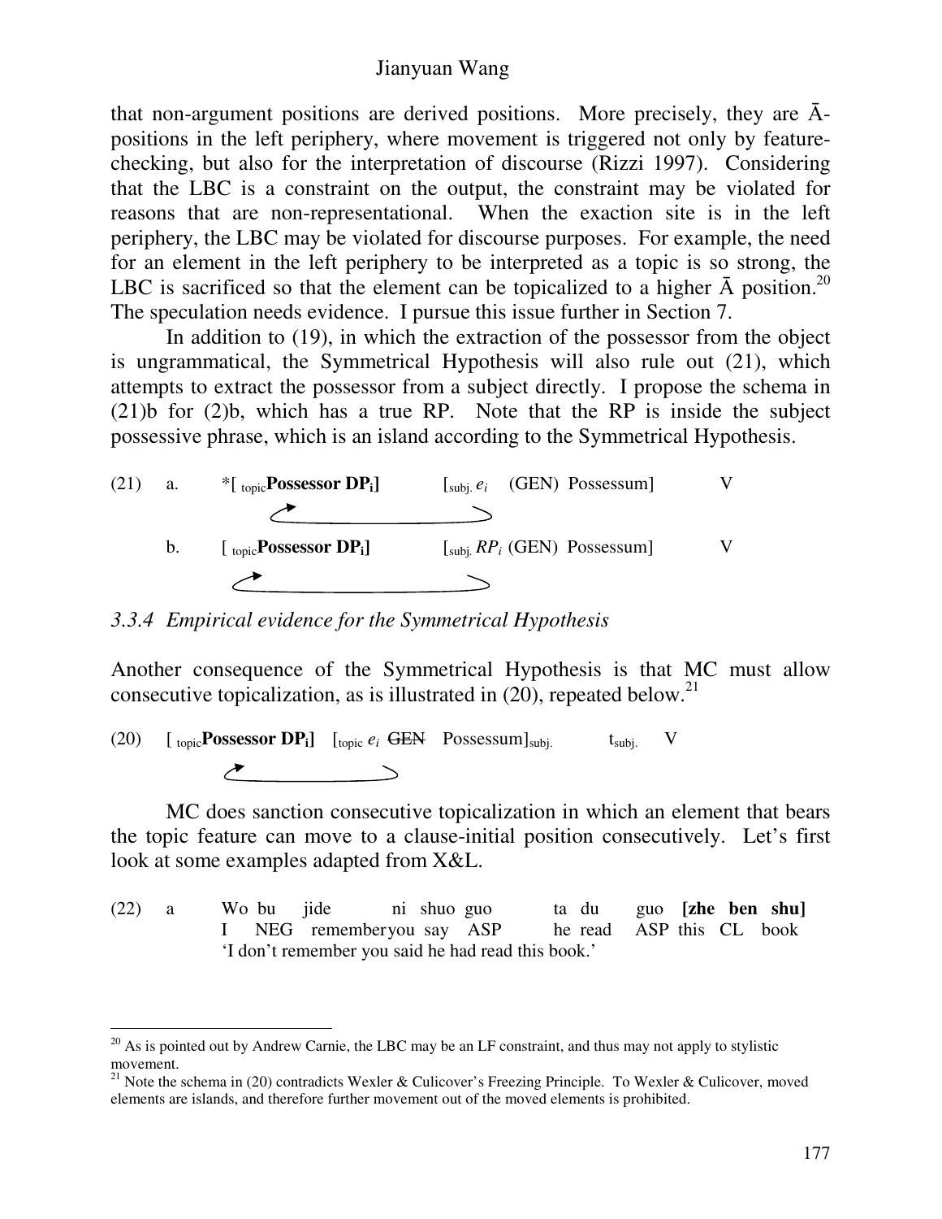that non-argument positions are derived positions. More precisely, they are Ā-positions in the left periphery, where movement is triggered not only by feature-checking, but also for the interpretation of discourse (Rizzi 1997). Considering that the LBC is a constraint on the output, the constraint may be violated for reasons that are non-representational. When the exaction site is in the left periphery, the LBC may be violated for discourse purposes. For example, the need for an element in the left periphery to be interpreted as a topic is so strong, the LBC is sacrificed so that the element can be topicalized to a higher Ā position.[20] The speculation needs evidence. I pursue this issue further in Section 7.

In addition to (19), in which the extraction of the possessor from the object is ungrammatical, the Symmetrical Hypothesis will also rule out (21), which attempts to extract the possessor from a subject directly. I propose the schema in (21)b for (2)b, which has a true RP. Note that the RP is inside the subject possessive phrase, which is an island according to the Symmetrical Hypothesis.

(21) a. *[ $_{\text{topic}}$**Possessor DP$_i$**] [$_{\text{subj.}}$ $e_i$ (GEN) Possessum] V

b. [ $_{\text{topic}}$**Possessor DP$_i$**] [$_{\text{subj.}}$ $RP_i$ (GEN) Possessum] V

### 3.3.4 *Empirical evidence for the Symmetrical Hypothesis*

Another consequence of the Symmetrical Hypothesis is that MC must allow consecutive topicalization, as is illustrated in (20), repeated below.[21]

(20) [ $_{\text{topic}}$**Possessor DP$_i$**] [$_{\text{topic}}$ $e_i$ ~~GEN~~ Possessum]$_{\text{subj.}}$ $t_{\text{subj.}}$ V

MC does sanction consecutive topicalization in which an element that bears the topic feature can move to a clause-initial position consecutively. Let's first look at some examples adapted from X&L.

(22) a Wo bu jide ni shuo guo ta du guo **[zhe ben shu]**
I NEG remember you say ASP he read ASP this CL book
'I don't remember you said he had read this book.'

---

[20] As is pointed out by Andrew Carnie, the LBC may be an LF constraint, and thus may not apply to stylistic movement.

[21] Note the schema in (20) contradicts Wexler & Culicover's Freezing Principle. To Wexler & Culicover, moved elements are islands, and therefore further movement out of the moved elements is prohibited.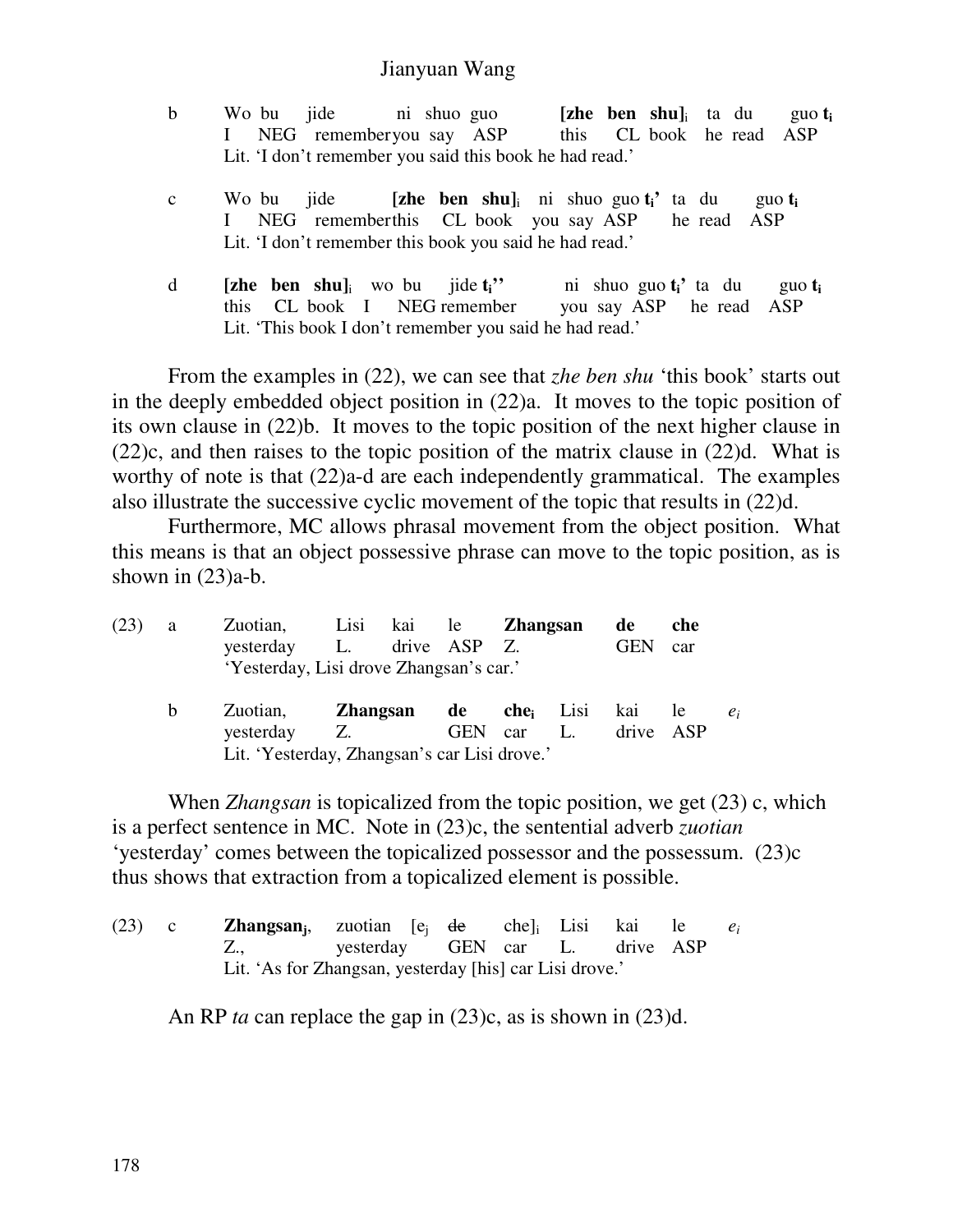b  Wo bu jide ni shuo guo **[zhe ben shu]**$_i$ ta du guo **t$_i$**
I NEG remember you say ASP this CL book he read ASP
Lit. 'I don't remember you said this book he had read.'

c  Wo bu jide **[zhe ben shu]**$_i$ ni shuo guo **t$_i$'** ta du guo **t$_i$**
I NEG remember this CL book you say ASP he read ASP
Lit. 'I don't remember this book you said he had read.'

d  **[zhe ben shu]**$_i$ wo bu jide **t$_i$''** ni shuo guo **t$_i$'** ta du guo **t$_i$**
this CL book I NEG remember you say ASP he read ASP
Lit. 'This book I don't remember you said he had read.'

From the examples in (22), we can see that *zhe ben shu* 'this book' starts out in the deeply embedded object position in (22)a. It moves to the topic position of its own clause in (22)b. It moves to the topic position of the next higher clause in (22)c, and then raises to the topic position of the matrix clause in (22)d. What is worthy of note is that (22)a-d are each independently grammatical. The examples also illustrate the successive cyclic movement of the topic that results in (22)d.

Furthermore, MC allows phrasal movement from the object position. What this means is that an object possessive phrase can move to the topic position, as is shown in (23)a-b.

(23) a  Zuotian, Lisi kai le **Zhangsan de che**
yesterday L. drive ASP Z. GEN car
'Yesterday, Lisi drove Zhangsan's car.'

b  Zuotian, **Zhangsan de che$_i$** Lisi kai le *e$_i$*
yesterday Z. GEN car L. drive ASP
Lit. 'Yesterday, Zhangsan's car Lisi drove.'

When *Zhangsan* is topicalized from the topic position, we get (23) c, which is a perfect sentence in MC. Note in (23)c, the sentential adverb *zuotian* 'yesterday' comes between the topicalized possessor and the possessum. (23)c thus shows that extraction from a topicalized element is possible.

(23) c  **Zhangsan$_j$**, zuotian [e$_j$ ~~de~~ che]$_i$ Lisi kai le *e$_i$*
Z., yesterday GEN car L. drive ASP
Lit. 'As for Zhangsan, yesterday [his] car Lisi drove.'

An RP *ta* can replace the gap in (23)c, as is shown in (23)d.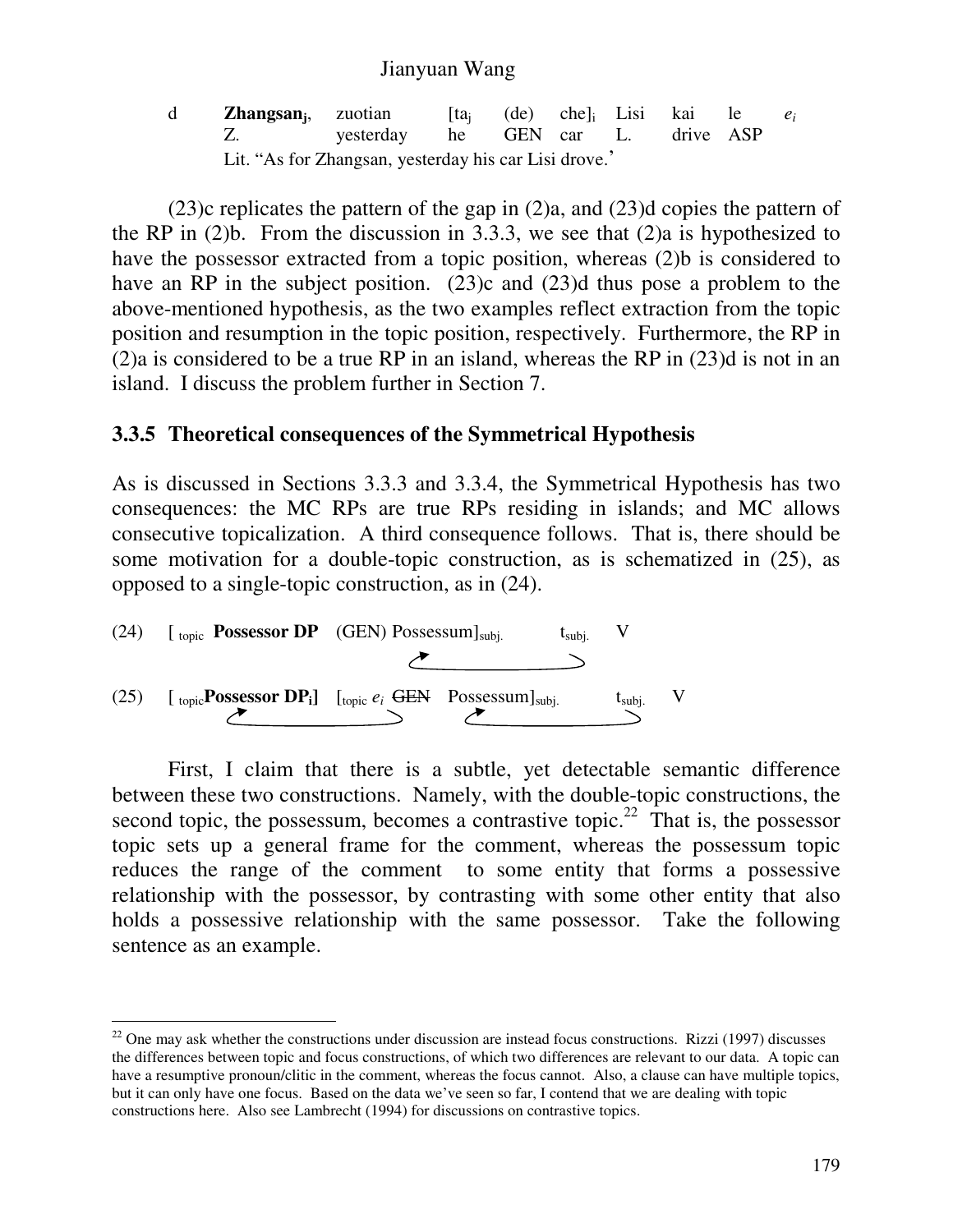d **Zhangsan$_j$**, zuotian [ta$_j$ (de) che]$_i$ Lisi kai le $e_i$
Z. yesterday he GEN car L. drive ASP
Lit. "As for Zhangsan, yesterday his car Lisi drove.'

(23)c replicates the pattern of the gap in (2)a, and (23)d copies the pattern of the RP in (2)b. From the discussion in 3.3.3, we see that (2)a is hypothesized to have the possessor extracted from a topic position, whereas (2)b is considered to have an RP in the subject position. (23)c and (23)d thus pose a problem to the above-mentioned hypothesis, as the two examples reflect extraction from the topic position and resumption in the topic position, respectively. Furthermore, the RP in (2)a is considered to be a true RP in an island, whereas the RP in (23)d is not in an island. I discuss the problem further in Section 7.

### 3.3.5 Theoretical consequences of the Symmetrical Hypothesis

As is discussed in Sections 3.3.3 and 3.3.4, the Symmetrical Hypothesis has two consequences: the MC RPs are true RPs residing in islands; and MC allows consecutive topicalization. A third consequence follows. That is, there should be some motivation for a double-topic construction, as is schematized in (25), as opposed to a single-topic construction, as in (24).

(24) [$_{topic}$ **Possessor DP** (GEN) Possessum]$_{subj.}$ $t_{subj.}$ V

(25) [$_{topic}$**Possessor DP$_i$**] [$_{topic}$ $e_i$ ~~GEN~~ Possessum]$_{subj.}$ $t_{subj.}$ V

First, I claim that there is a subtle, yet detectable semantic difference between these two constructions. Namely, with the double-topic constructions, the second topic, the possessum, becomes a contrastive topic.[22] That is, the possessor topic sets up a general frame for the comment, whereas the possessum topic reduces the range of the comment to some entity that forms a possessive relationship with the possessor, by contrasting with some other entity that also holds a possessive relationship with the same possessor. Take the following sentence as an example.

---

[22] One may ask whether the constructions under discussion are instead focus constructions. Rizzi (1997) discusses the differences between topic and focus constructions, of which two differences are relevant to our data. A topic can have a resumptive pronoun/clitic in the comment, whereas the focus cannot. Also, a clause can have multiple topics, but it can only have one focus. Based on the data we've seen so far, I contend that we are dealing with topic constructions here. Also see Lambrecht (1994) for discussions on contrastive topics.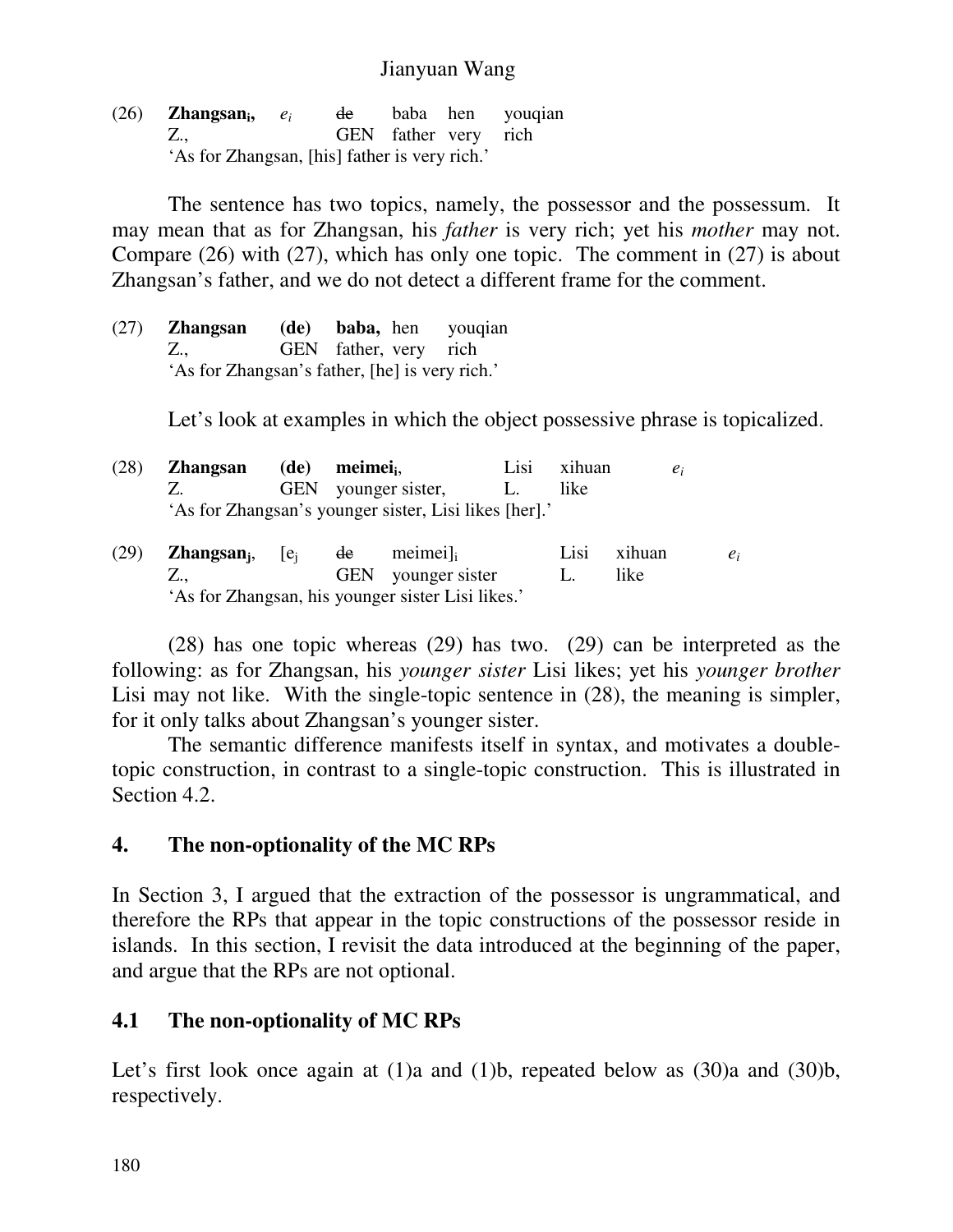(26) **Zhangsan$_i$,** $e_i$ ~~de~~ baba hen youqian
Z., GEN father very rich
'As for Zhangsan, [his] father is very rich.'

The sentence has two topics, namely, the possessor and the possessum. It may mean that as for Zhangsan, his *father* is very rich; yet his *mother* may not. Compare (26) with (27), which has only one topic. The comment in (27) is about Zhangsan's father, and we do not detect a different frame for the comment.

(27) **Zhangsan (de) baba,** hen youqian
Z., GEN father, very rich
'As for Zhangsan's father, [he] is very rich.'

Let's look at examples in which the object possessive phrase is topicalized.

(28) **Zhangsan (de) meimei$_i$,** Lisi xihuan $e_i$
Z. GEN younger sister, L. like
'As for Zhangsan's younger sister, Lisi likes [her].'

(29) **Zhangsan$_j$,** [e$_j$ ~~de~~ meimei]$_i$ Lisi xihuan $e_i$
Z., GEN younger sister L. like
'As for Zhangsan, his younger sister Lisi likes.'

(28) has one topic whereas (29) has two. (29) can be interpreted as the following: as for Zhangsan, his *younger sister* Lisi likes; yet his *younger brother* Lisi may not like. With the single-topic sentence in (28), the meaning is simpler, for it only talks about Zhangsan's younger sister.

The semantic difference manifests itself in syntax, and motivates a double-topic construction, in contrast to a single-topic construction. This is illustrated in Section 4.2.

## 4. The non-optionality of the MC RPs

In Section 3, I argued that the extraction of the possessor is ungrammatical, and therefore the RPs that appear in the topic constructions of the possessor reside in islands. In this section, I revisit the data introduced at the beginning of the paper, and argue that the RPs are not optional.

### 4.1 The non-optionality of MC RPs

Let's first look once again at (1)a and (1)b, repeated below as (30)a and (30)b, respectively.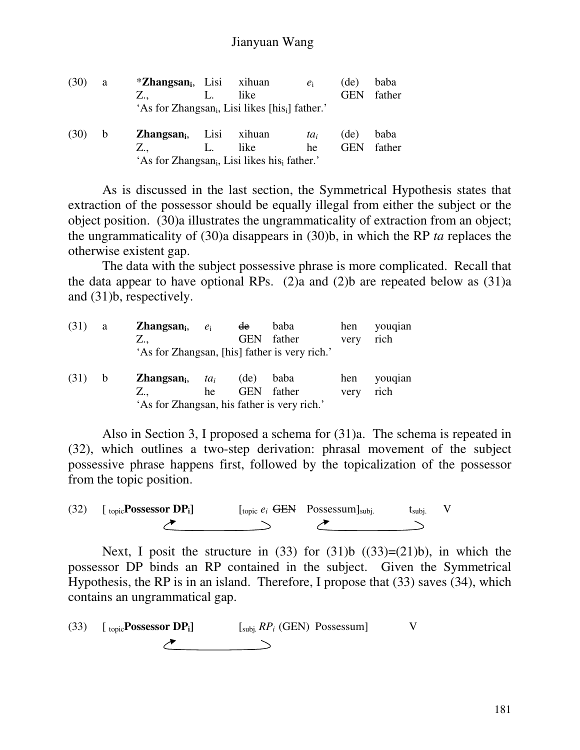(30) a *Zhangsan$_i$, Lisi xihuan $e_i$ (de) baba
Z., L. like GEN father
'As for Zhangsan$_i$, Lisi likes [his$_i$] father.'

(30) b **Zhangsan$_i$**, Lisi xihuan *ta$_i$* (de) baba
Z., L. like he GEN father
'As for Zhangsan$_i$, Lisi likes his$_i$ father.'

As is discussed in the last section, the Symmetrical Hypothesis states that extraction of the possessor should be equally illegal from either the subject or the object position. (30)a illustrates the ungrammaticality of extraction from an object; the ungrammaticality of (30)a disappears in (30)b, in which the RP *ta* replaces the otherwise existent gap.

The data with the subject possessive phrase is more complicated. Recall that the data appear to have optional RPs. (2)a and (2)b are repeated below as (31)a and (31)b, respectively.

(31) a **Zhangsan$_i$**, $e_i$ ~~de~~ baba hen youqian
Z., GEN father very rich
'As for Zhangsan, [his] father is very rich.'

(31) b **Zhangsan$_i$**, *ta$_i$* (de) baba hen youqian
Z., he GEN father very rich
'As for Zhangsan, his father is very rich.'

Also in Section 3, I proposed a schema for (31)a. The schema is repeated in (32), which outlines a two-step derivation: phrasal movement of the subject possessive phrase happens first, followed by the topicalization of the possessor from the topic position.

(32) [ $_{topic}$**Possessor DP$_i$**] [$_{topic}$ $e_i$ ~~GEN~~ Possessum]$_{subj.}$ t$_{subj.}$ V

Next, I posit the structure in (33) for (31)b ((33)=(21)b), in which the possessor DP binds an RP contained in the subject. Given the Symmetrical Hypothesis, the RP is in an island. Therefore, I propose that (33) saves (34), which contains an ungrammatical gap.

(33) [ $_{topic}$**Possessor DP$_i$**] [$_{subj.}$ *RP$_i$* (GEN) Possessum] V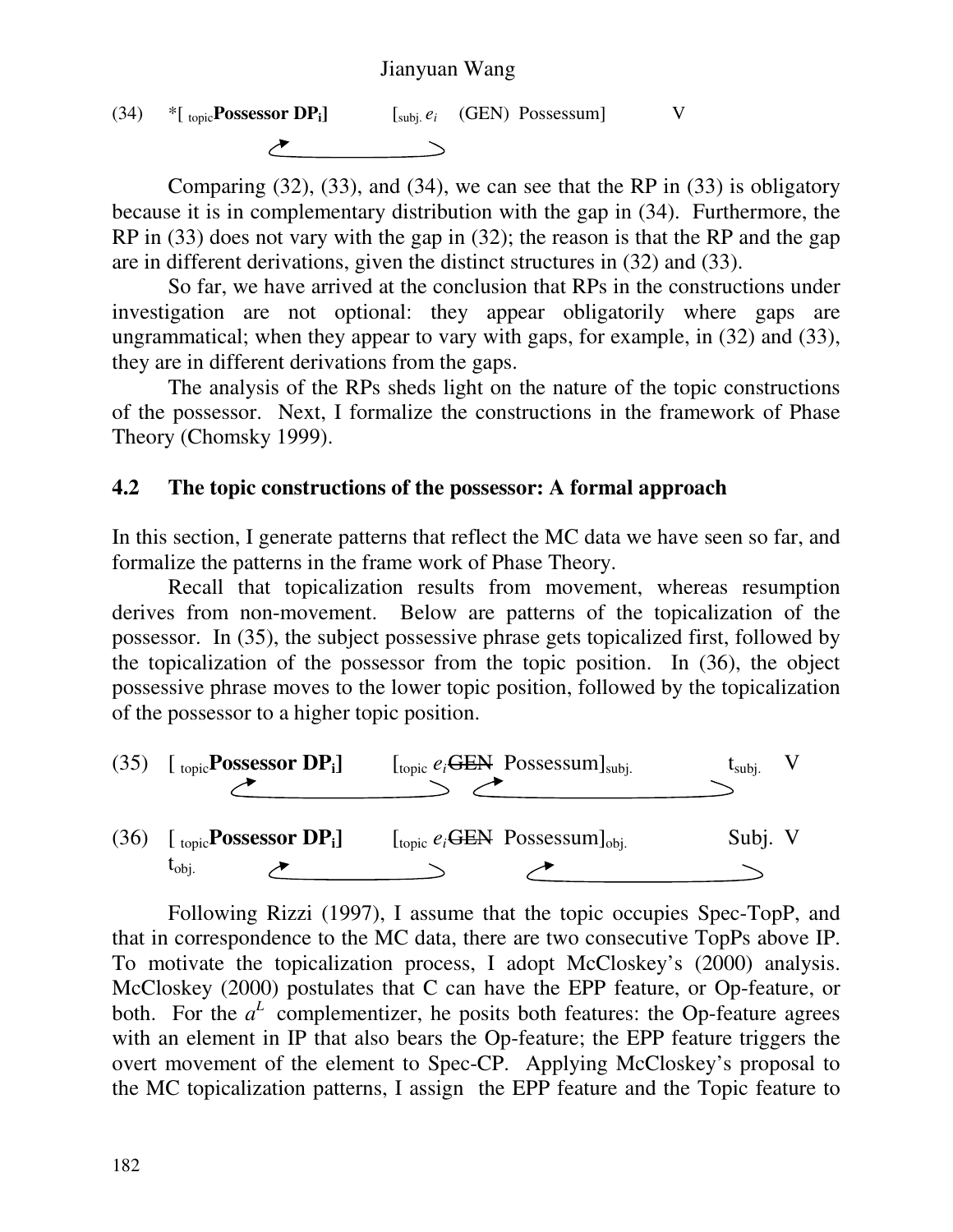(34) *[ $_{\text{topic}}$**Possessor DP$_i$**] [$_{\text{subj.}}$ $e_i$ (GEN) Possessum] V

Comparing (32), (33), and (34), we can see that the RP in (33) is obligatory because it is in complementary distribution with the gap in (34). Furthermore, the RP in (33) does not vary with the gap in (32); the reason is that the RP and the gap are in different derivations, given the distinct structures in (32) and (33).

So far, we have arrived at the conclusion that RPs in the constructions under investigation are not optional: they appear obligatorily where gaps are ungrammatical; when they appear to vary with gaps, for example, in (32) and (33), they are in different derivations from the gaps.

The analysis of the RPs sheds light on the nature of the topic constructions of the possessor. Next, I formalize the constructions in the framework of Phase Theory (Chomsky 1999).

## 4.2 The topic constructions of the possessor: A formal approach

In this section, I generate patterns that reflect the MC data we have seen so far, and formalize the patterns in the frame work of Phase Theory.

Recall that topicalization results from movement, whereas resumption derives from non-movement. Below are patterns of the topicalization of the possessor. In (35), the subject possessive phrase gets topicalized first, followed by the topicalization of the possessor from the topic position. In (36), the object possessive phrase moves to the lower topic position, followed by the topicalization of the possessor to a higher topic position.

(35) [ $_{\text{topic}}$**Possessor DP$_i$**] [$_{\text{topic}}$ $e_i$ ~~GEN~~ Possessum]$_{\text{subj.}}$ $t_{\text{subj.}}$ V

(36) [ $_{\text{topic}}$**Possessor DP$_i$**] [$_{\text{topic}}$ $e_i$ ~~GEN~~ Possessum]$_{\text{obj.}}$ Subj. V $t_{\text{obj.}}$

Following Rizzi (1997), I assume that the topic occupies Spec-TopP, and that in correspondence to the MC data, there are two consecutive TopPs above IP. To motivate the topicalization process, I adopt McCloskey's (2000) analysis. McCloskey (2000) postulates that C can have the EPP feature, or Op-feature, or both. For the $a^L$ complementizer, he posits both features: the Op-feature agrees with an element in IP that also bears the Op-feature; the EPP feature triggers the overt movement of the element to Spec-CP. Applying McCloskey's proposal to the MC topicalization patterns, I assign the EPP feature and the Topic feature to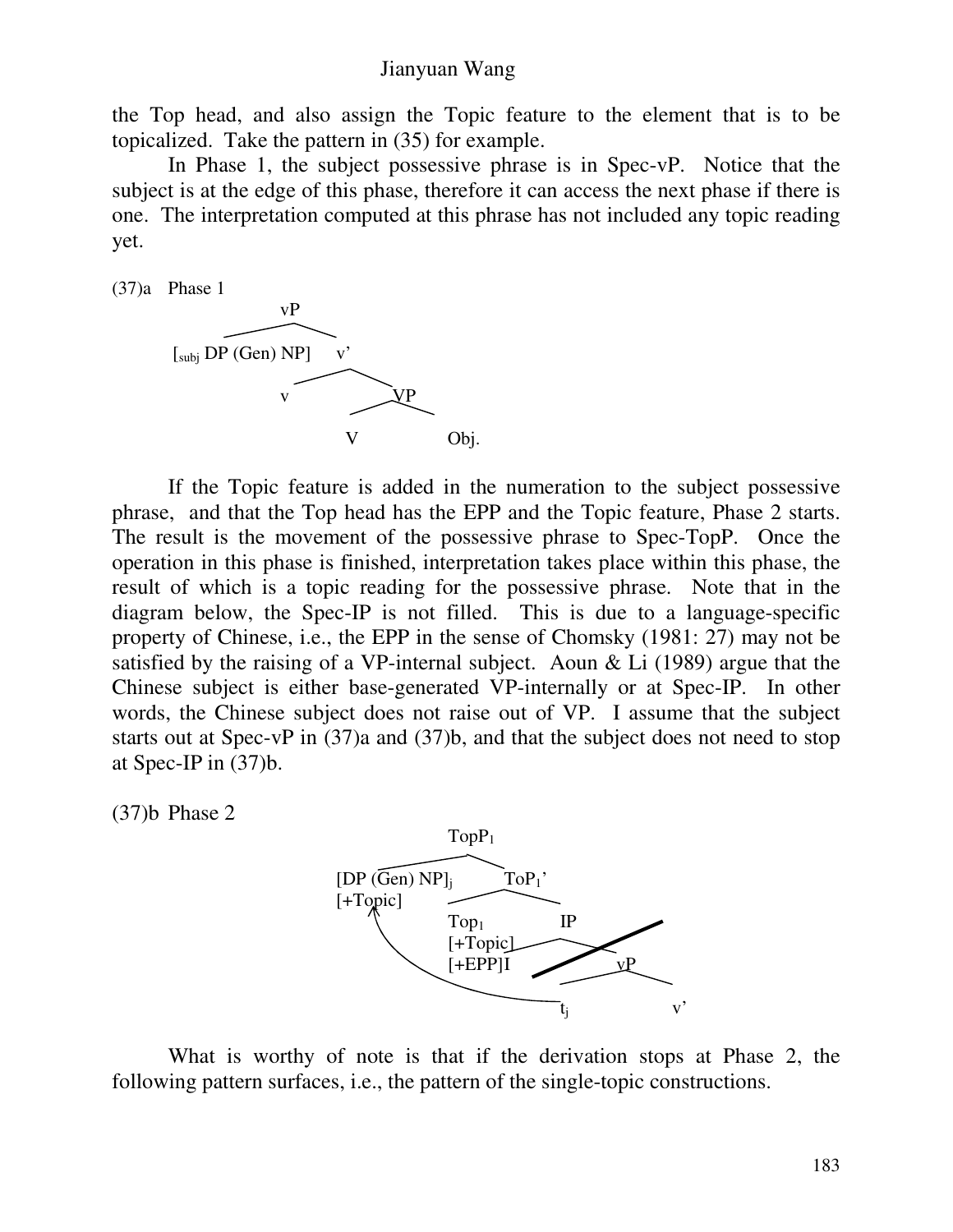the Top head, and also assign the Topic feature to the element that is to be topicalized. Take the pattern in (35) for example.

In Phase 1, the subject possessive phrase is in Spec-vP. Notice that the subject is at the edge of this phase, therefore it can access the next phase if there is one. The interpretation computed at this phrase has not included any topic reading yet.

(37)a Phase 1

```
                vP
        _______/\_______
[subj DP (Gen) NP]      v'
                     ___/\___
                    v        VP
                          ___/\___
                         V        Obj.
```

If the Topic feature is added in the numeration to the subject possessive phrase, and that the Top head has the EPP and the Topic feature, Phase 2 starts. The result is the movement of the possessive phrase to Spec-TopP. Once the operation in this phase is finished, interpretation takes place within this phase, the result of which is a topic reading for the possessive phrase. Note that in the diagram below, the Spec-IP is not filled. This is due to a language-specific property of Chinese, i.e., the EPP in the sense of Chomsky (1981: 27) may not be satisfied by the raising of a VP-internal subject. Aoun & Li (1989) argue that the Chinese subject is either base-generated VP-internally or at Spec-IP. In other words, the Chinese subject does not raise out of VP. I assume that the subject starts out at Spec-vP in (37)a and (37)b, and that the subject does not need to stop at Spec-IP in (37)b.

(37)b Phase 2

```
                         TopP1
                 _______/\_______
[DP (Gen) NP]j                   ToP1'
[+Topic]                     ____/\____
    ^                    Top1          IP
    |                    [+Topic]   ___/\___
    |                    [+EPP]I          vP
    |                                  ___/\___
    |_________________________________tj        v'
```

What is worthy of note is that if the derivation stops at Phase 2, the following pattern surfaces, i.e., the pattern of the single-topic constructions.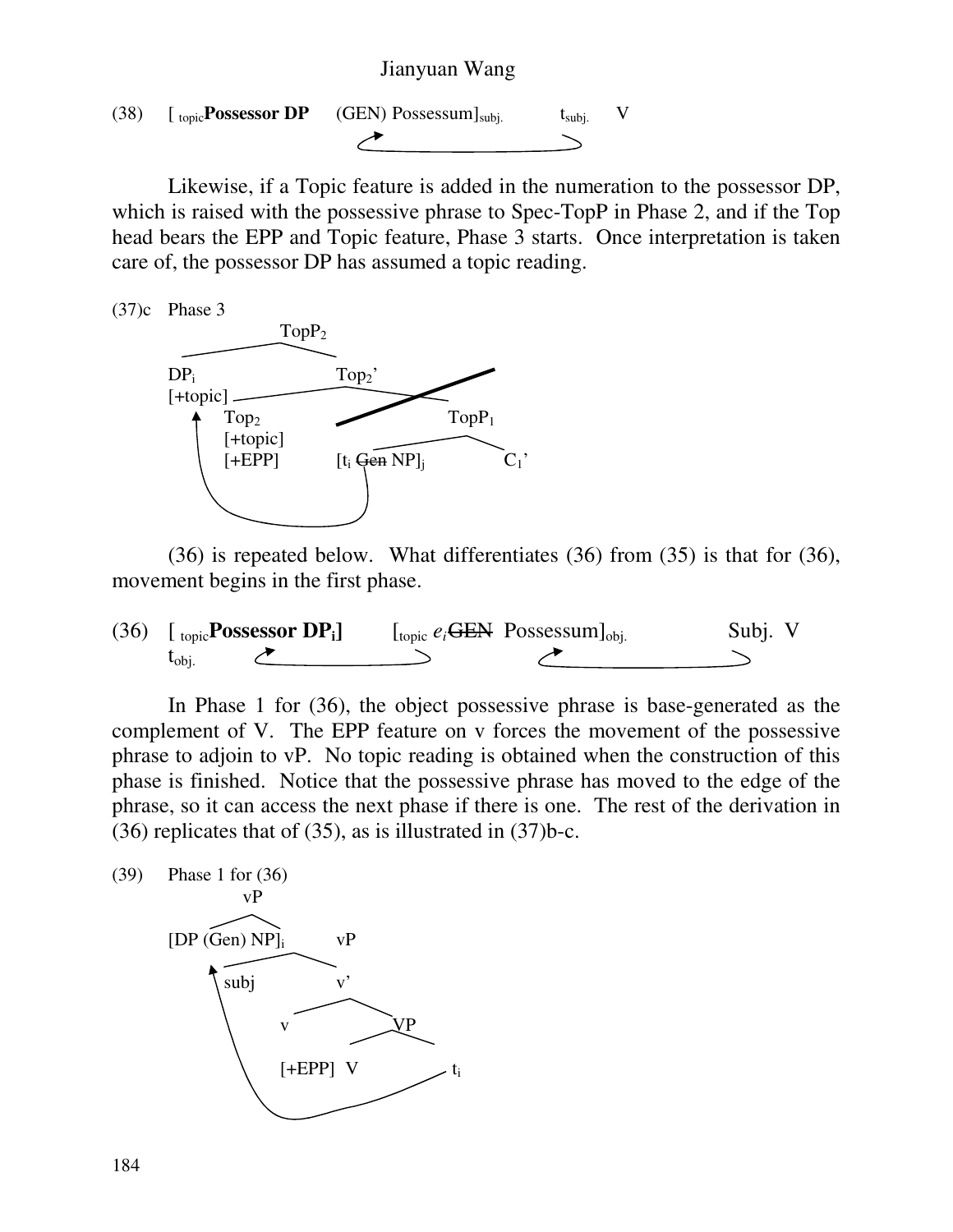(38) [ $_{topic}$**Possessor DP** (GEN) Possessum]$_{subj.}$ $t_{subj.}$ V

Likewise, if a Topic feature is added in the numeration to the possessor DP, which is raised with the possessive phrase to Spec-TopP in Phase 2, and if the Top head bears the EPP and Topic feature, Phase 3 starts. Once interpretation is taken care of, the possessor DP has assumed a topic reading.

(37)c Phase 3

```
                TopP2
        DPi               Top2'
        [+topic]    Top2              TopP1
                    [+topic]
                    [+EPP]    [ti Gen NP]j      C1'
```

(36) is repeated below. What differentiates (36) from (35) is that for (36), movement begins in the first phase.

(36) [ $_{topic}$**Possessor DP$_i$**] [$_{topic}$ $e_i$ ~~GEN~~ Possessum]$_{obj.}$ Subj. V $t_{obj.}$

In Phase 1 for (36), the object possessive phrase is base-generated as the complement of V. The EPP feature on v forces the movement of the possessive phrase to adjoin to vP. No topic reading is obtained when the construction of this phase is finished. Notice that the possessive phrase has moved to the edge of the phrase, so it can access the next phase if there is one. The rest of the derivation in (36) replicates that of (35), as is illustrated in (37)b-c.

(39) Phase 1 for (36)

```
            vP
   [DP (Gen) NP]i     vP
            subj          v'
                     v          VP
                   [+EPP]  V        ti
```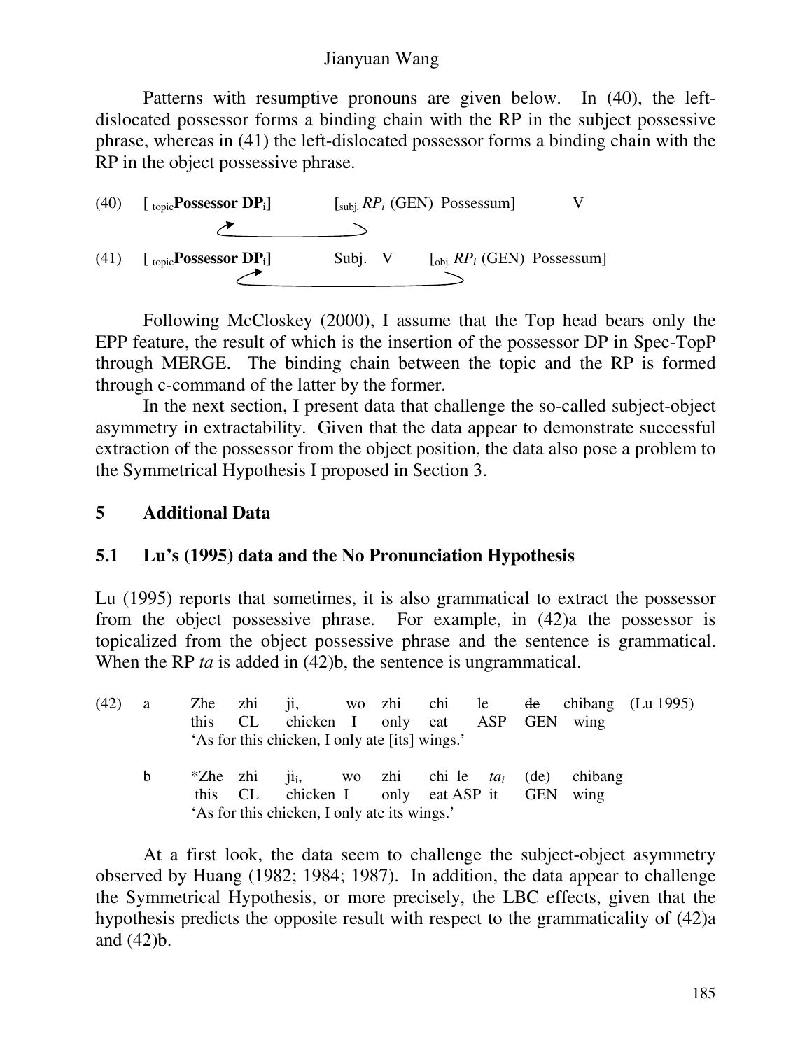Patterns with resumptive pronouns are given below. In (40), the left-dislocated possessor forms a binding chain with the RP in the subject possessive phrase, whereas in (41) the left-dislocated possessor forms a binding chain with the RP in the object possessive phrase.

(40) [ $_{topic}$**Possessor DP$_i$**] [$_{subj.}$ *RP$_i$* (GEN) Possessum] V

(41) [ $_{topic}$**Possessor DP$_i$**] Subj. V [$_{obj.}$ *RP$_i$* (GEN) Possessum]

Following McCloskey (2000), I assume that the Top head bears only the EPP feature, the result of which is the insertion of the possessor DP in Spec-TopP through MERGE. The binding chain between the topic and the RP is formed through c-command of the latter by the former.

In the next section, I present data that challenge the so-called subject-object asymmetry in extractability. Given that the data appear to demonstrate successful extraction of the possessor from the object position, the data also pose a problem to the Symmetrical Hypothesis I proposed in Section 3.

## 5 Additional Data

### 5.1 Lu's (1995) data and the No Pronunciation Hypothesis

Lu (1995) reports that sometimes, it is also grammatical to extract the possessor from the object possessive phrase. For example, in (42)a the possessor is topicalized from the object possessive phrase and the sentence is grammatical. When the RP *ta* is added in (42)b, the sentence is ungrammatical.

(42) a Zhe zhi ji, wo zhi chi le ~~de~~ chibang (Lu 1995)
this CL chicken I only eat ASP GEN wing
'As for this chicken, I only ate [its] wings.'

b *Zhe zhi ji$_i$, wo zhi chi le *ta$_i$* (de) chibang
this CL chicken I only eat ASP it GEN wing
'As for this chicken, I only ate its wings.'

At a first look, the data seem to challenge the subject-object asymmetry observed by Huang (1982; 1984; 1987). In addition, the data appear to challenge the Symmetrical Hypothesis, or more precisely, the LBC effects, given that the hypothesis predicts the opposite result with respect to the grammaticality of (42)a and (42)b.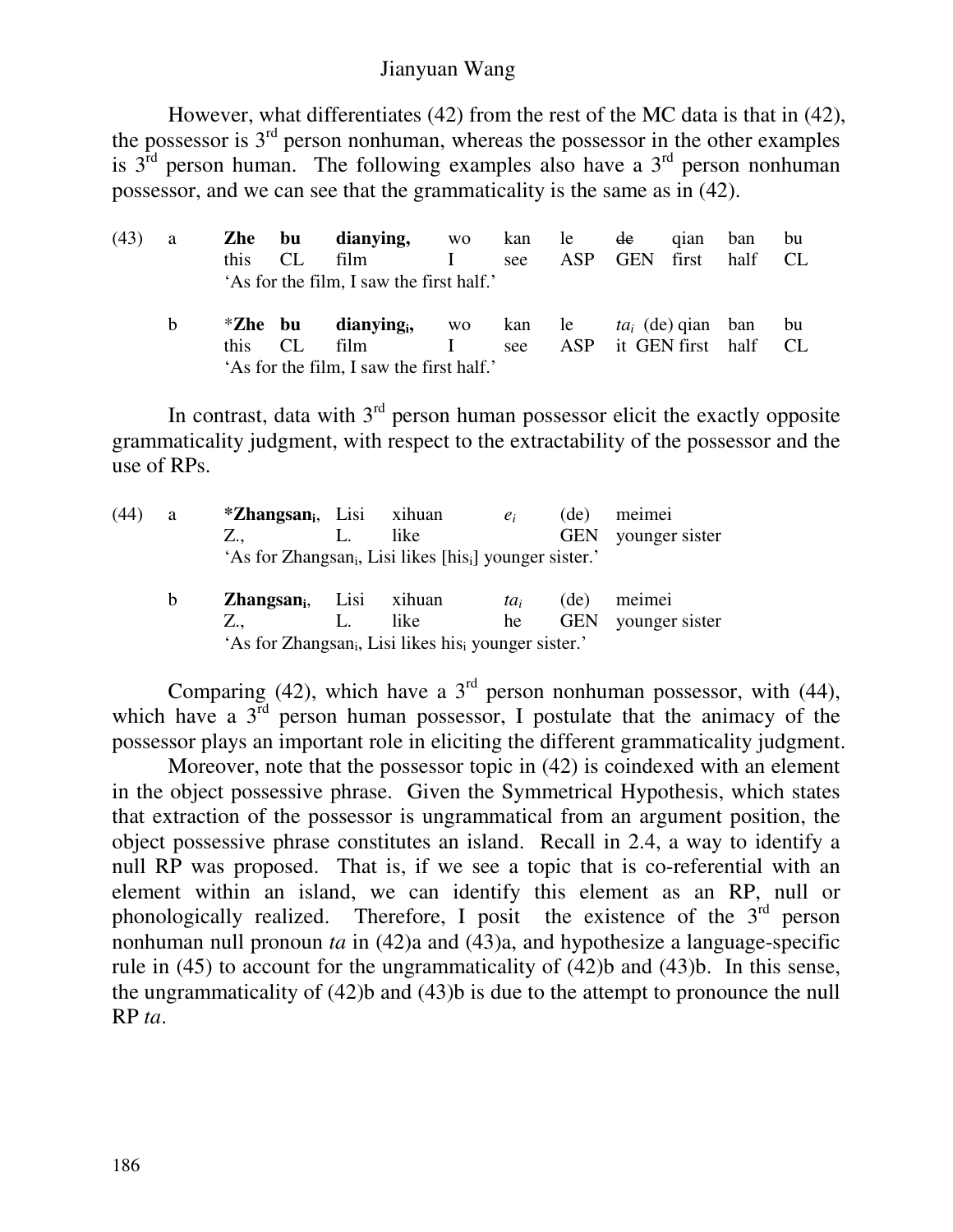However, what differentiates (42) from the rest of the MC data is that in (42), the possessor is 3rd person nonhuman, whereas the possessor in the other examples is 3rd person human. The following examples also have a 3rd person nonhuman possessor, and we can see that the grammaticality is the same as in (42).

(43) a **Zhe bu dianying,** wo kan le ~~de~~ qian ban bu
this CL film I see ASP GEN first half CL
'As for the film, I saw the first half.'

b *__Zhe bu dianying$_i$,__ wo kan le *ta$_i$* (de) qian ban bu
this CL film I see ASP it GEN first half CL
'As for the film, I saw the first half.'

In contrast, data with 3rd person human possessor elicit the exactly opposite grammaticality judgment, with respect to the extractability of the possessor and the use of RPs.

(44) a *__Zhangsan$_i$,__ Lisi xihuan *e$_i$* (de) meimei
Z., L. like GEN younger sister
'As for Zhangsan$_i$, Lisi likes [his$_i$] younger sister.'

b **Zhangsan$_i$,** Lisi xihuan *ta$_i$* (de) meimei
Z., L. like he GEN younger sister
'As for Zhangsan$_i$, Lisi likes his$_i$ younger sister.'

Comparing (42), which have a 3rd person nonhuman possessor, with (44), which have a 3rd person human possessor, I postulate that the animacy of the possessor plays an important role in eliciting the different grammaticality judgment.

Moreover, note that the possessor topic in (42) is coindexed with an element in the object possessive phrase. Given the Symmetrical Hypothesis, which states that extraction of the possessor is ungrammatical from an argument position, the object possessive phrase constitutes an island. Recall in 2.4, a way to identify a null RP was proposed. That is, if we see a topic that is co-referential with an element within an island, we can identify this element as an RP, null or phonologically realized. Therefore, I posit the existence of the 3rd person nonhuman null pronoun *ta* in (42)a and (43)a, and hypothesize a language-specific rule in (45) to account for the ungrammaticality of (42)b and (43)b. In this sense, the ungrammaticality of (42)b and (43)b is due to the attempt to pronounce the null RP *ta*.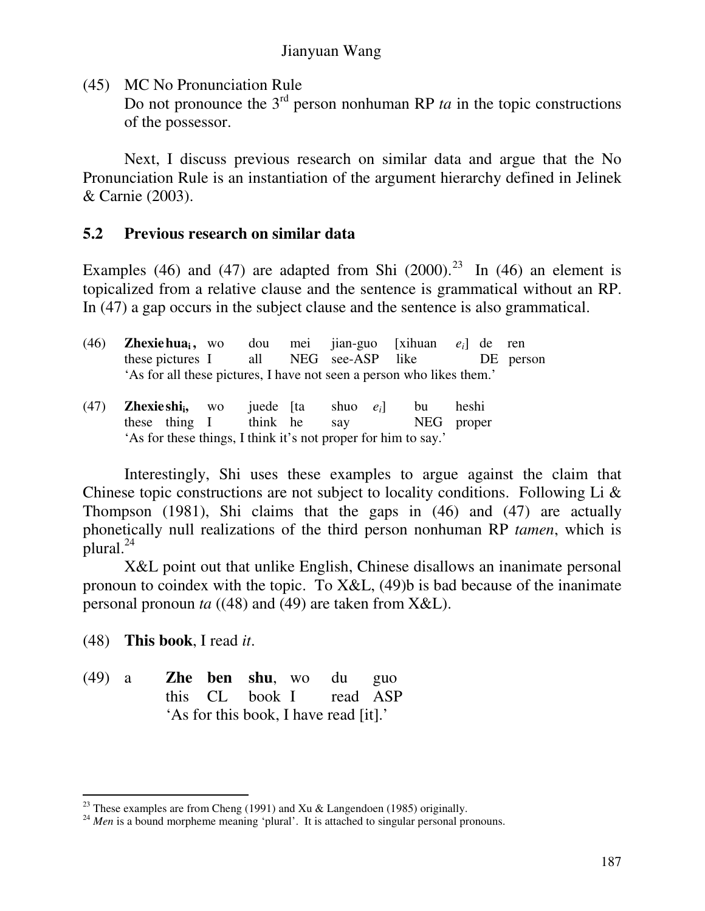(45) MC No Pronunciation Rule
Do not pronounce the 3rd person nonhuman RP *ta* in the topic constructions of the possessor.

Next, I discuss previous research on similar data and argue that the No Pronunciation Rule is an instantiation of the argument hierarchy defined in Jelinek & Carnie (2003).

### 5.2 Previous research on similar data

Examples (46) and (47) are adapted from Shi (2000).[23] In (46) an element is topicalized from a relative clause and the sentence is grammatical without an RP. In (47) a gap occurs in the subject clause and the sentence is also grammatical.

(46) **Zhexie hua$_i$**, wo dou mei jian-guo [xihuan $e_i$] de ren
these pictures I all NEG see-ASP like DE person
'As for all these pictures, I have not seen a person who likes them.'

(47) **Zhexie shi$_i$**, wo juede [ta shuo $e_i$] bu heshi
these thing I think he say NEG proper
'As for these things, I think it's not proper for him to say.'

Interestingly, Shi uses these examples to argue against the claim that Chinese topic constructions are not subject to locality conditions. Following Li & Thompson (1981), Shi claims that the gaps in (46) and (47) are actually phonetically null realizations of the third person nonhuman RP *tamen*, which is plural.[24]

X&L point out that unlike English, Chinese disallows an inanimate personal pronoun to coindex with the topic. To X&L, (49)b is bad because of the inanimate personal pronoun *ta* ((48) and (49) are taken from X&L).

(48) **This book**, I read *it*.

(49) a **Zhe ben shu**, wo du guo
this CL book I read ASP
'As for this book, I have read [it].'

[23] These examples are from Cheng (1991) and Xu & Langendoen (1985) originally.
[24] *Men* is a bound morpheme meaning 'plural'. It is attached to singular personal pronouns.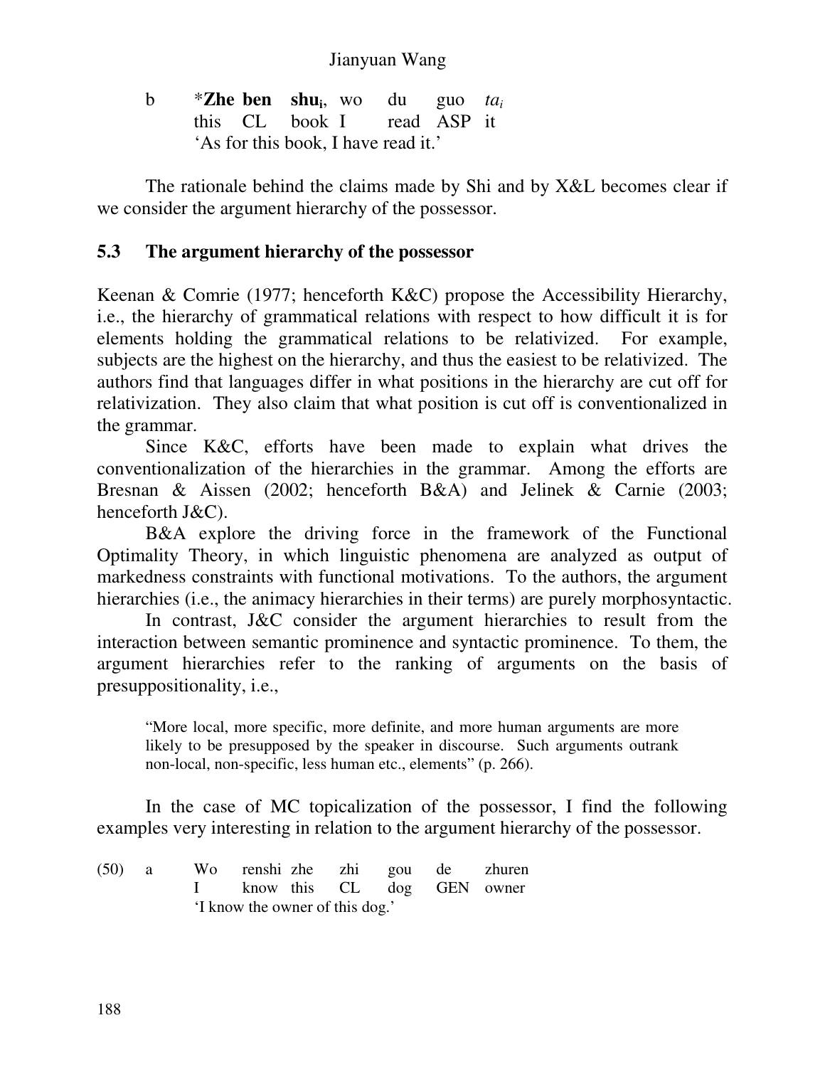b *__Zhe ben shu$_i$__, wo du guo *ta$_i$*
  this CL book I read ASP it
  'As for this book, I have read it.'

The rationale behind the claims made by Shi and by X&L becomes clear if we consider the argument hierarchy of the possessor.

### 5.3 The argument hierarchy of the possessor

Keenan & Comrie (1977; henceforth K&C) propose the Accessibility Hierarchy, i.e., the hierarchy of grammatical relations with respect to how difficult it is for elements holding the grammatical relations to be relativized. For example, subjects are the highest on the hierarchy, and thus the easiest to be relativized. The authors find that languages differ in what positions in the hierarchy are cut off for relativization. They also claim that what position is cut off is conventionalized in the grammar.

Since K&C, efforts have been made to explain what drives the conventionalization of the hierarchies in the grammar. Among the efforts are Bresnan & Aissen (2002; henceforth B&A) and Jelinek & Carnie (2003; henceforth J&C).

B&A explore the driving force in the framework of the Functional Optimality Theory, in which linguistic phenomena are analyzed as output of markedness constraints with functional motivations. To the authors, the argument hierarchies (i.e., the animacy hierarchies in their terms) are purely morphosyntactic.

In contrast, J&C consider the argument hierarchies to result from the interaction between semantic prominence and syntactic prominence. To them, the argument hierarchies refer to the ranking of arguments on the basis of presuppositionality, i.e.,

> "More local, more specific, more definite, and more human arguments are more likely to be presupposed by the speaker in discourse. Such arguments outrank non-local, non-specific, less human etc., elements" (p. 266).

In the case of MC topicalization of the possessor, I find the following examples very interesting in relation to the argument hierarchy of the possessor.

(50) a Wo renshi zhe zhi gou de zhuren
  I know this CL dog GEN owner
  'I know the owner of this dog.'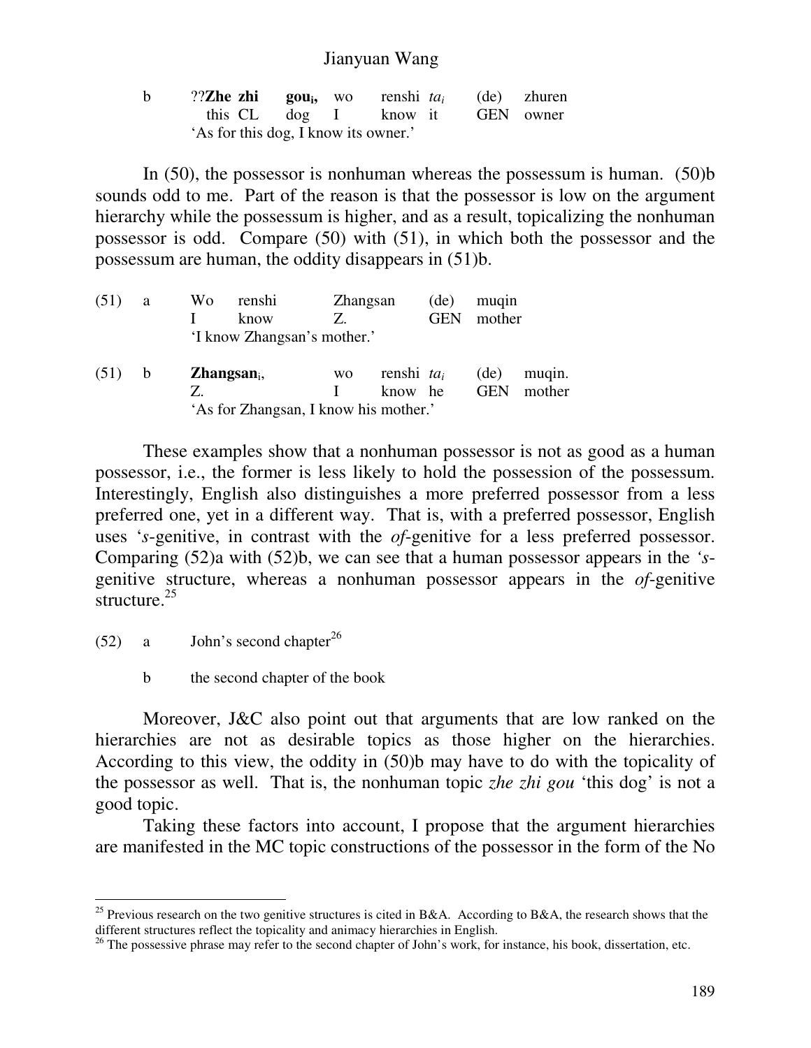b ??**Zhe zhi gou$_i$,** wo renshi *ta$_i$* (de) zhuren
this CL dog I know it GEN owner
'As for this dog, I know its owner.'

In (50), the possessor is nonhuman whereas the possessum is human. (50)b sounds odd to me. Part of the reason is that the possessor is low on the argument hierarchy while the possessum is higher, and as a result, topicalizing the nonhuman possessor is odd. Compare (50) with (51), in which both the possessor and the possessum are human, the oddity disappears in (51)b.

(51) a Wo renshi Zhangsan (de) muqin
I know Z. GEN mother
'I know Zhangsan's mother.'

(51) b **Zhangsan**$_i$, wo renshi *ta$_i$* (de) muqin.
Z. I know he GEN mother
'As for Zhangsan, I know his mother.'

These examples show that a nonhuman possessor is not as good as a human possessor, i.e., the former is less likely to hold the possession of the possessum. Interestingly, English also distinguishes a more preferred possessor from a less preferred one, yet in a different way. That is, with a preferred possessor, English uses '*s*-genitive, in contrast with the *of*-genitive for a less preferred possessor. Comparing (52)a with (52)b, we can see that a human possessor appears in the *'s*-genitive structure, whereas a nonhuman possessor appears in the *of*-genitive structure.[25]

(52) a John's second chapter[26]

b the second chapter of the book

Moreover, J&C also point out that arguments that are low ranked on the hierarchies are not as desirable topics as those higher on the hierarchies. According to this view, the oddity in (50)b may have to do with the topicality of the possessor as well. That is, the nonhuman topic *zhe zhi gou* 'this dog' is not a good topic.

Taking these factors into account, I propose that the argument hierarchies are manifested in the MC topic constructions of the possessor in the form of the No

[25] Previous research on the two genitive structures is cited in B&A. According to B&A, the research shows that the different structures reflect the topicality and animacy hierarchies in English.

[26] The possessive phrase may refer to the second chapter of John's work, for instance, his book, dissertation, etc.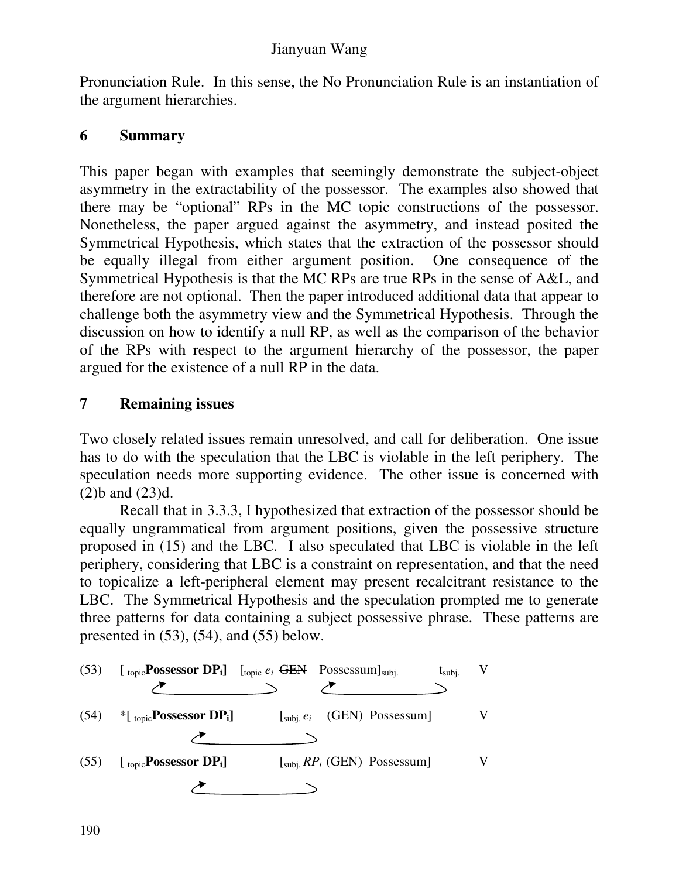Pronunciation Rule. In this sense, the No Pronunciation Rule is an instantiation of the argument hierarchies.

## 6 Summary

This paper began with examples that seemingly demonstrate the subject-object asymmetry in the extractability of the possessor. The examples also showed that there may be "optional" RPs in the MC topic constructions of the possessor. Nonetheless, the paper argued against the asymmetry, and instead posited the Symmetrical Hypothesis, which states that the extraction of the possessor should be equally illegal from either argument position. One consequence of the Symmetrical Hypothesis is that the MC RPs are true RPs in the sense of A&L, and therefore are not optional. Then the paper introduced additional data that appear to challenge both the asymmetry view and the Symmetrical Hypothesis. Through the discussion on how to identify a null RP, as well as the comparison of the behavior of the RPs with respect to the argument hierarchy of the possessor, the paper argued for the existence of a null RP in the data.

## 7 Remaining issues

Two closely related issues remain unresolved, and call for deliberation. One issue has to do with the speculation that the LBC is violable in the left periphery. The speculation needs more supporting evidence. The other issue is concerned with (2)b and (23)d.

Recall that in 3.3.3, I hypothesized that extraction of the possessor should be equally ungrammatical from argument positions, given the possessive structure proposed in (15) and the LBC. I also speculated that LBC is violable in the left periphery, considering that LBC is a constraint on representation, and that the need to topicalize a left-peripheral element may present recalcitrant resistance to the LBC. The Symmetrical Hypothesis and the speculation prompted me to generate three patterns for data containing a subject possessive phrase. These patterns are presented in (53), (54), and (55) below.

(53) [$_{\text{topic}}$ **Possessor DP$_i$**] [$_{\text{topic}}$ $e_i$ ~~GEN~~ Possessum]$_{\text{subj.}}$ $t_{\text{subj.}}$ V

(54) *[$_{\text{topic}}$ **Possessor DP$_i$**] [$_{\text{subj.}}$ $e_i$ (GEN) Possessum] V

(55) [$_{\text{topic}}$ **Possessor DP$_i$**] [$_{\text{subj.}}$ $RP_i$ (GEN) Possessum] V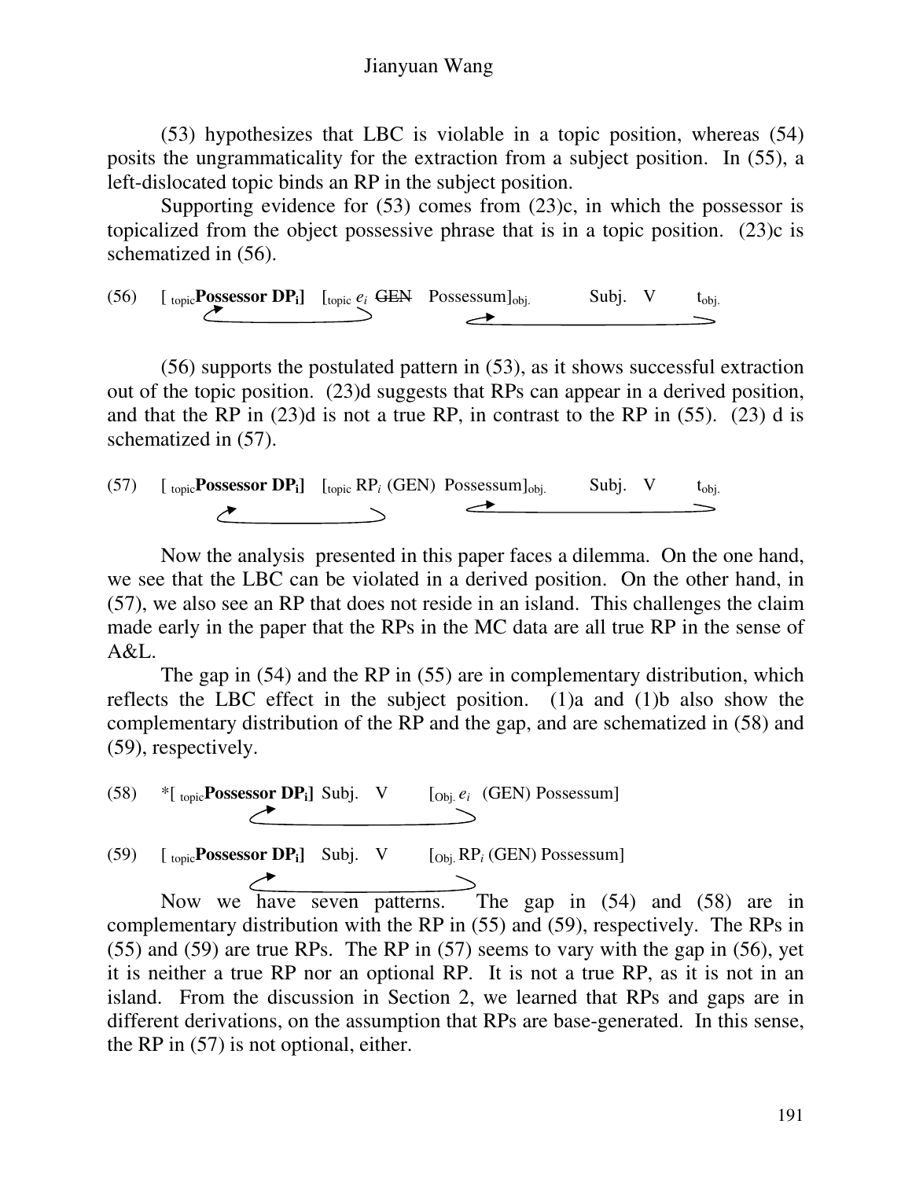(53) hypothesizes that LBC is violable in a topic position, whereas (54) posits the ungrammaticality for the extraction from a subject position. In (55), a left-dislocated topic binds an RP in the subject position.

Supporting evidence for (53) comes from (23)c, in which the possessor is topicalized from the object possessive phrase that is in a topic position. (23)c is schematized in (56).

(56) [ $_{topic}$**Possessor DP$_i$**] [$_{topic}$ $e_i$ ~~GEN~~ Possessum]$_{obj.}$ Subj. V $t_{obj.}$

(56) supports the postulated pattern in (53), as it shows successful extraction out of the topic position. (23)d suggests that RPs can appear in a derived position, and that the RP in (23)d is not a true RP, in contrast to the RP in (55). (23) d is schematized in (57).

(57) [ $_{topic}$**Possessor DP$_i$**] [$_{topic}$ RP$_i$ (GEN) Possessum]$_{obj.}$ Subj. V $t_{obj.}$

Now the analysis presented in this paper faces a dilemma. On the one hand, we see that the LBC can be violated in a derived position. On the other hand, in (57), we also see an RP that does not reside in an island. This challenges the claim made early in the paper that the RPs in the MC data are all true RP in the sense of A&L.

The gap in (54) and the RP in (55) are in complementary distribution, which reflects the LBC effect in the subject position. (1)a and (1)b also show the complementary distribution of the RP and the gap, and are schematized in (58) and (59), respectively.

(58) *[ $_{topic}$**Possessor DP$_i$**] Subj. V [$_{Obj.}$ $e_i$ (GEN) Possessum]

(59) [ $_{topic}$**Possessor DP$_i$**] Subj. V [$_{Obj.}$ RP$_i$ (GEN) Possessum]

Now we have seven patterns. The gap in (54) and (58) are in complementary distribution with the RP in (55) and (59), respectively. The RPs in (55) and (59) are true RPs. The RP in (57) seems to vary with the gap in (56), yet it is neither a true RP nor an optional RP. It is not a true RP, as it is not in an island. From the discussion in Section 2, we learned that RPs and gaps are in different derivations, on the assumption that RPs are base-generated. In this sense, the RP in (57) is not optional, either.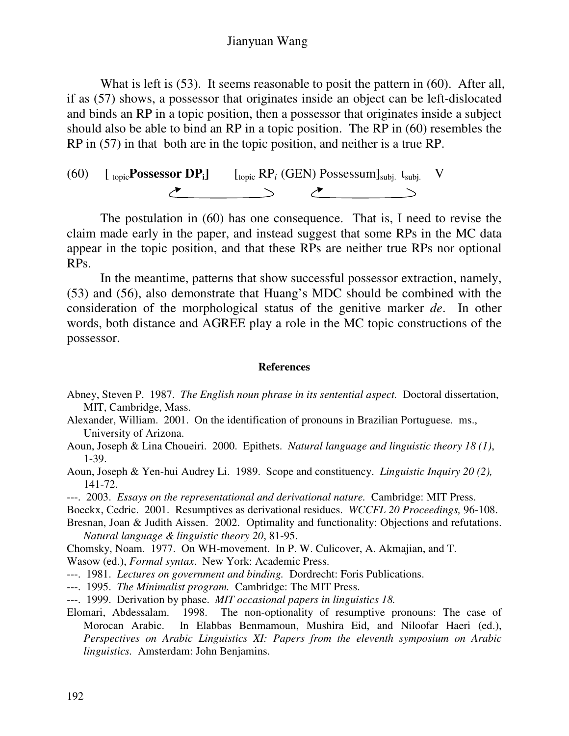What is left is (53). It seems reasonable to posit the pattern in (60). After all, if as (57) shows, a possessor that originates inside an object can be left-dislocated and binds an RP in a topic position, then a possessor that originates inside a subject should also be able to bind an RP in a topic position. The RP in (60) resembles the RP in (57) in that both are in the topic position, and neither is a true RP.

(60) $[_{\text{topic}}$**Possessor DP$_i$**$]$ $[_{\text{topic}}$ RP$_i$ (GEN) Possessum$]_{\text{subj.}}$ $t_{\text{subj.}}$ V

The postulation in (60) has one consequence. That is, I need to revise the claim made early in the paper, and instead suggest that some RPs in the MC data appear in the topic position, and that these RPs are neither true RPs nor optional RPs.

In the meantime, patterns that show successful possessor extraction, namely, (53) and (56), also demonstrate that Huang's MDC should be combined with the consideration of the morphological status of the genitive marker *de*. In other words, both distance and AGREE play a role in the MC topic constructions of the possessor.

## References

Abney, Steven P. 1987. *The English noun phrase in its sentential aspect.* Doctoral dissertation, MIT, Cambridge, Mass.

Alexander, William. 2001. On the identification of pronouns in Brazilian Portuguese. ms., University of Arizona.

Aoun, Joseph & Lina Choueiri. 2000. Epithets. *Natural language and linguistic theory 18 (1)*, 1-39.

Aoun, Joseph & Yen-hui Audrey Li. 1989. Scope and constituency. *Linguistic Inquiry 20 (2),* 141-72.

---. 2003. *Essays on the representational and derivational nature.* Cambridge: MIT Press.

Boeckx, Cedric. 2001. Resumptives as derivational residues. *WCCFL 20 Proceedings,* 96-108.

Bresnan, Joan & Judith Aissen. 2002. Optimality and functionality: Objections and refutations. *Natural language & linguistic theory 20*, 81-95.

Chomsky, Noam. 1977. On WH-movement. In P. W. Culicover, A. Akmajian, and T. Wasow (ed.), *Formal syntax.* New York: Academic Press.

---. 1981. *Lectures on government and binding.* Dordrecht: Foris Publications.

---. 1995. *The Minimalist program.* Cambridge: The MIT Press.

---. 1999. Derivation by phase. *MIT occasional papers in linguistics 18.*

Elomari, Abdessalam. 1998. The non-optionality of resumptive pronouns: The case of Morocan Arabic. In Elabbas Benmamoun, Mushira Eid, and Niloofar Haeri (ed.), *Perspectives on Arabic Linguistics XI: Papers from the eleventh symposium on Arabic linguistics.* Amsterdam: John Benjamins.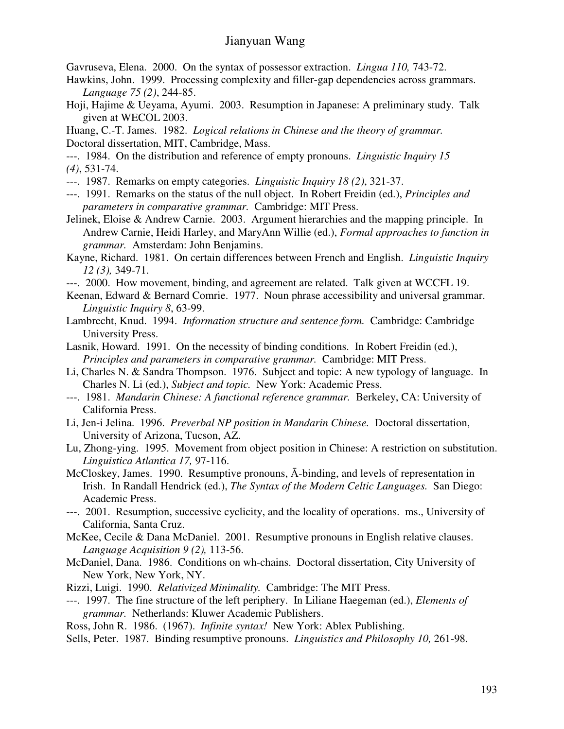Gavruseva, Elena. 2000. On the syntax of possessor extraction. *Lingua 110,* 743-72.

Hawkins, John. 1999. Processing complexity and filler-gap dependencies across grammars. *Language 75 (2)*, 244-85.

Hoji, Hajime & Ueyama, Ayumi. 2003. Resumption in Japanese: A preliminary study. Talk given at WECOL 2003.

Huang, C.-T. James. 1982. *Logical relations in Chinese and the theory of grammar.* Doctoral dissertation, MIT, Cambridge, Mass.

---. 1984. On the distribution and reference of empty pronouns. *Linguistic Inquiry 15 (4)*, 531-74.

---. 1987. Remarks on empty categories. *Linguistic Inquiry 18 (2)*, 321-37.

---. 1991. Remarks on the status of the null object. In Robert Freidin (ed.), *Principles and parameters in comparative grammar.* Cambridge: MIT Press.

Jelinek, Eloise & Andrew Carnie. 2003. Argument hierarchies and the mapping principle. In Andrew Carnie, Heidi Harley, and MaryAnn Willie (ed.), *Formal approaches to function in grammar.* Amsterdam: John Benjamins.

Kayne, Richard. 1981. On certain differences between French and English. *Linguistic Inquiry 12 (3),* 349-71.

---. 2000. How movement, binding, and agreement are related. Talk given at WCCFL 19.

Keenan, Edward & Bernard Comrie. 1977. Noun phrase accessibility and universal grammar. *Linguistic Inquiry 8*, 63-99.

Lambrecht, Knud. 1994. *Information structure and sentence form.* Cambridge: Cambridge University Press.

Lasnik, Howard. 1991. On the necessity of binding conditions. In Robert Freidin (ed.), *Principles and parameters in comparative grammar.* Cambridge: MIT Press.

Li, Charles N. & Sandra Thompson. 1976. Subject and topic: A new typology of language. In Charles N. Li (ed.), *Subject and topic.* New York: Academic Press.

---. 1981. *Mandarin Chinese: A functional reference grammar.* Berkeley, CA: University of California Press.

Li, Jen-i Jelina. 1996. *Preverbal NP position in Mandarin Chinese.* Doctoral dissertation, University of Arizona, Tucson, AZ.

Lu, Zhong-ying. 1995. Movement from object position in Chinese: A restriction on substitution. *Linguistica Atlantica 17,* 97-116.

McCloskey, James. 1990. Resumptive pronouns, Ā-binding, and levels of representation in Irish. In Randall Hendrick (ed.), *The Syntax of the Modern Celtic Languages.* San Diego: Academic Press.

---. 2001. Resumption, successive cyclicity, and the locality of operations. ms., University of California, Santa Cruz.

McKee, Cecile & Dana McDaniel. 2001. Resumptive pronouns in English relative clauses. *Language Acquisition 9 (2),* 113-56.

McDaniel, Dana. 1986. Conditions on wh-chains. Doctoral dissertation, City University of New York, New York, NY.

Rizzi, Luigi. 1990. *Relativized Minimality.* Cambridge: The MIT Press.

---. 1997. The fine structure of the left periphery. In Liliane Haegeman (ed.), *Elements of grammar.* Netherlands: Kluwer Academic Publishers.

Ross, John R. 1986. (1967). *Infinite syntax!* New York: Ablex Publishing.

Sells, Peter. 1987. Binding resumptive pronouns. *Linguistics and Philosophy 10,* 261-98.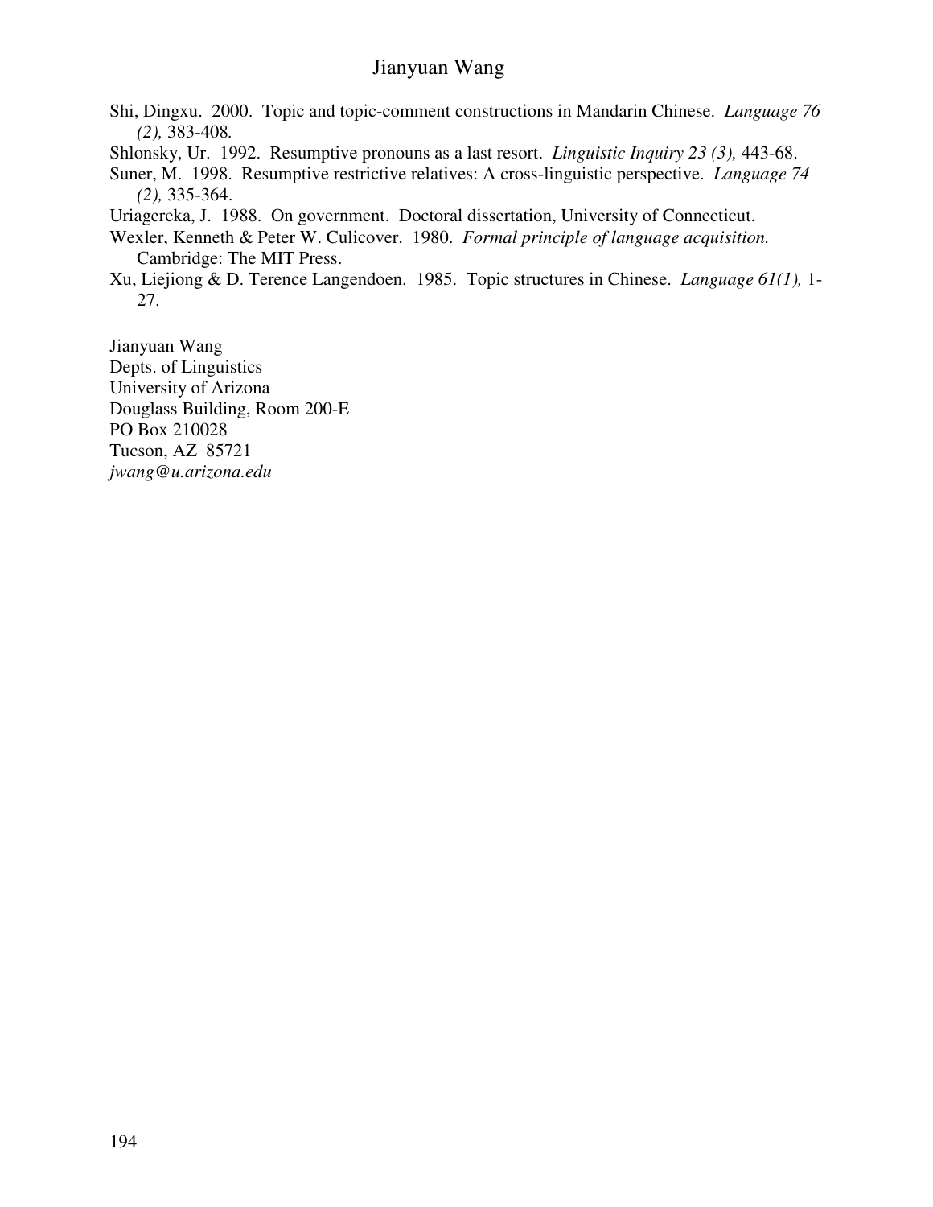Shi, Dingxu. 2000. Topic and topic-comment constructions in Mandarin Chinese. *Language 76 (2),* 383-408.

Shlonsky, Ur. 1992. Resumptive pronouns as a last resort. *Linguistic Inquiry 23 (3),* 443-68.

Suner, M. 1998. Resumptive restrictive relatives: A cross-linguistic perspective. *Language 74 (2),* 335-364.

Uriagereka, J. 1988. On government. Doctoral dissertation, University of Connecticut.

Wexler, Kenneth & Peter W. Culicover. 1980. *Formal principle of language acquisition.* Cambridge: The MIT Press.

Xu, Liejiong & D. Terence Langendoen. 1985. Topic structures in Chinese. *Language 61(1),* 1-27.

Jianyuan Wang
Depts. of Linguistics
University of Arizona
Douglass Building, Room 200-E
PO Box 210028
Tucson, AZ 85721
*jwang@u.arizona.edu*